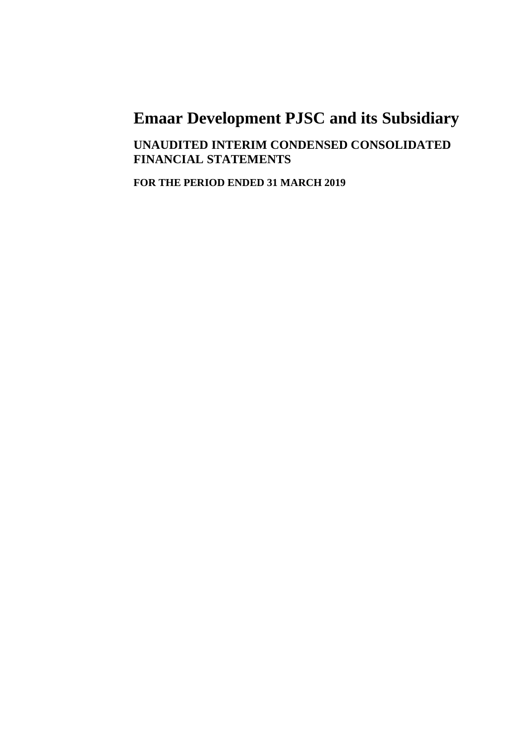# Emaar Development PJSC and its Subsidiary

## UNAUDITED INTERIM CONDENSED CONSOLIDATED FINANCIAL STATEMENTS

**FOR THE PERIOD ENDED 31 MARCH 2019**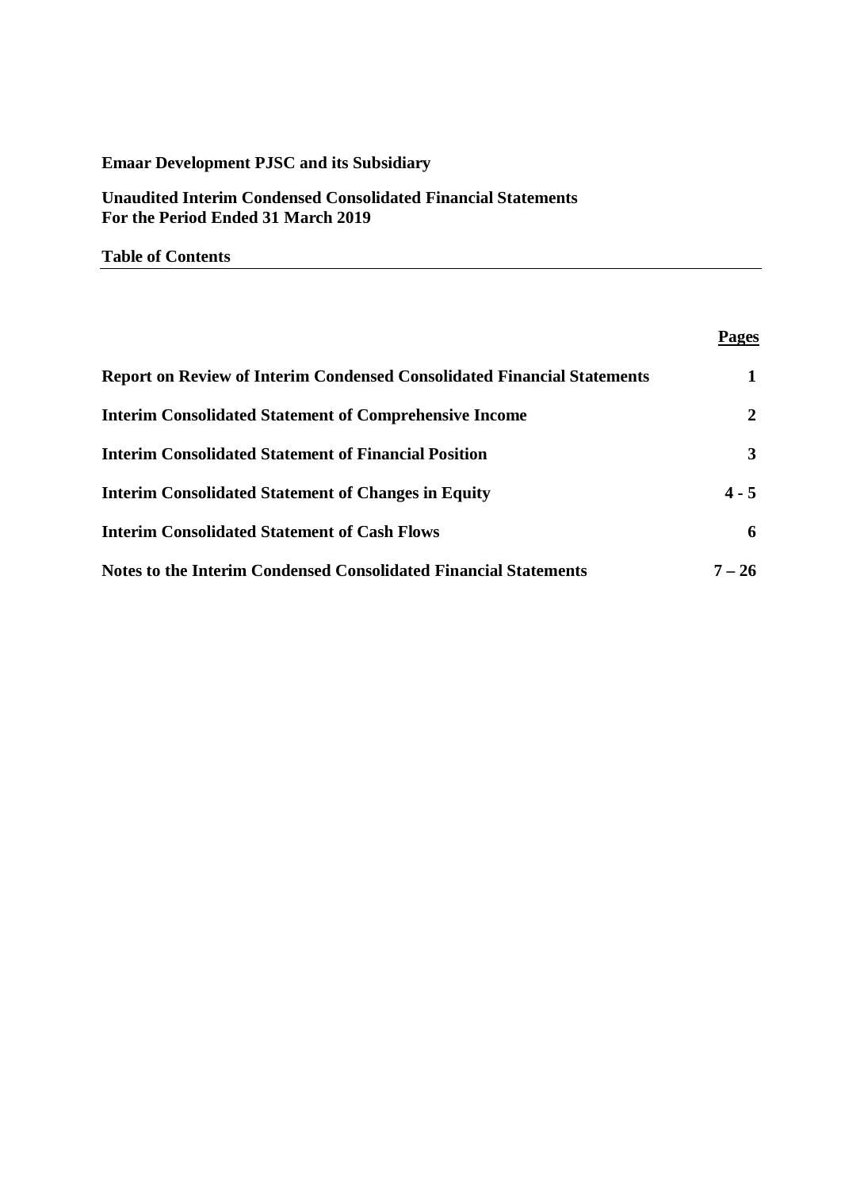**Emaar Development PJSC and its Subsidiary**

**Unaudited Interim Condensed Consolidated Financial Statements**
**For the Period Ended 31 March 2019**

**Table of Contents**

| | **Pages** |
|---|---|
| **Report on Review of Interim Condensed Consolidated Financial Statements** | **1** |
| **Interim Consolidated Statement of Comprehensive Income** | **2** |
| **Interim Consolidated Statement of Financial Position** | **3** |
| **Interim Consolidated Statement of Changes in Equity** | **4 - 5** |
| **Interim Consolidated Statement of Cash Flows** | **6** |
| **Notes to the Interim Condensed Consolidated Financial Statements** | **7 – 26** |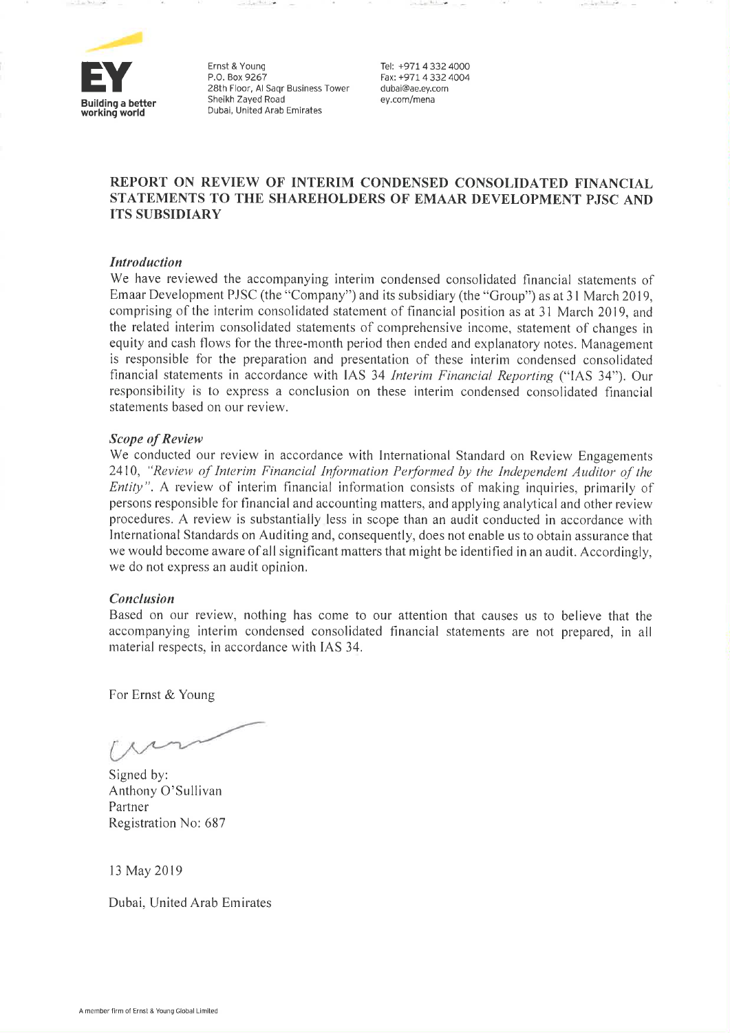Ernst & Young
P.O. Box 9267
28th Floor, Al Saqr Business Tower
Sheikh Zayed Road
Dubai, United Arab Emirates

Tel: +971 4 332 4000
Fax: +971 4 332 4004
dubai@ae.ey.com
ey.com/mena

## REPORT ON REVIEW OF INTERIM CONDENSED CONSOLIDATED FINANCIAL STATEMENTS TO THE SHAREHOLDERS OF EMAAR DEVELOPMENT PJSC AND ITS SUBSIDIARY

### *Introduction*

We have reviewed the accompanying interim condensed consolidated financial statements of Emaar Development PJSC (the "Company") and its subsidiary (the "Group") as at 31 March 2019, comprising of the interim consolidated statement of financial position as at 31 March 2019, and the related interim consolidated statements of comprehensive income, statement of changes in equity and cash flows for the three-month period then ended and explanatory notes. Management is responsible for the preparation and presentation of these interim condensed consolidated financial statements in accordance with IAS 34 *Interim Financial Reporting* ("IAS 34"). Our responsibility is to express a conclusion on these interim condensed consolidated financial statements based on our review.

### *Scope of Review*

We conducted our review in accordance with International Standard on Review Engagements 2410, *"Review of Interim Financial Information Performed by the Independent Auditor of the Entity"*. A review of interim financial information consists of making inquiries, primarily of persons responsible for financial and accounting matters, and applying analytical and other review procedures. A review is substantially less in scope than an audit conducted in accordance with International Standards on Auditing and, consequently, does not enable us to obtain assurance that we would become aware of all significant matters that might be identified in an audit. Accordingly, we do not express an audit opinion.

### *Conclusion*

Based on our review, nothing has come to our attention that causes us to believe that the accompanying interim condensed consolidated financial statements are not prepared, in all material respects, in accordance with IAS 34.

For Ernst & Young

Signed by:
Anthony O'Sullivan
Partner
Registration No: 687

13 May 2019

Dubai, United Arab Emirates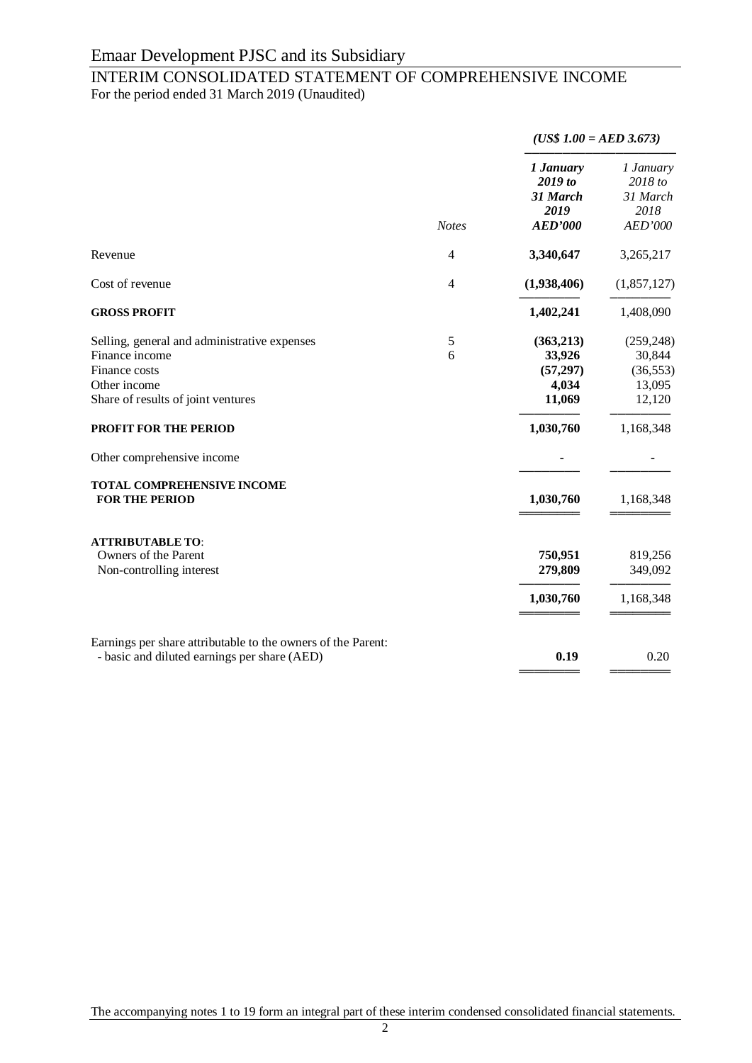# Emaar Development PJSC and its Subsidiary

## INTERIM CONSOLIDATED STATEMENT OF COMPREHENSIVE INCOME

For the period ended 31 March 2019 (Unaudited)

| | | *(US$ 1.00 = AED 3.673)* | |
|---|---|---|---|
| | *Notes* | ***1 January 2019 to 31 March 2019 AED'000*** | *1 January 2018 to 31 March 2018 AED'000* |
| Revenue | 4 | **3,340,647** | 3,265,217 |
| Cost of revenue | 4 | **(1,938,406)** | (1,857,127) |
| **GROSS PROFIT** | | **1,402,241** | 1,408,090 |
| Selling, general and administrative expenses | 5 | **(363,213)** | (259,248) |
| Finance income | 6 | **33,926** | 30,844 |
| Finance costs | | **(57,297)** | (36,553) |
| Other income | | **4,034** | 13,095 |
| Share of results of joint ventures | | **11,069** | 12,120 |
| **PROFIT FOR THE PERIOD** | | **1,030,760** | 1,168,348 |
| Other comprehensive income | | **-** | - |
| **TOTAL COMPREHENSIVE INCOME FOR THE PERIOD** | | **1,030,760** | 1,168,348 |
| **ATTRIBUTABLE TO**: | | | |
| Owners of the Parent | | **750,951** | 819,256 |
| Non-controlling interest | | **279,809** | 349,092 |
| | | **1,030,760** | 1,168,348 |
| Earnings per share attributable to the owners of the Parent: - basic and diluted earnings per share (AED) | | **0.19** | 0.20 |

The accompanying notes 1 to 19 form an integral part of these interim condensed consolidated financial statements.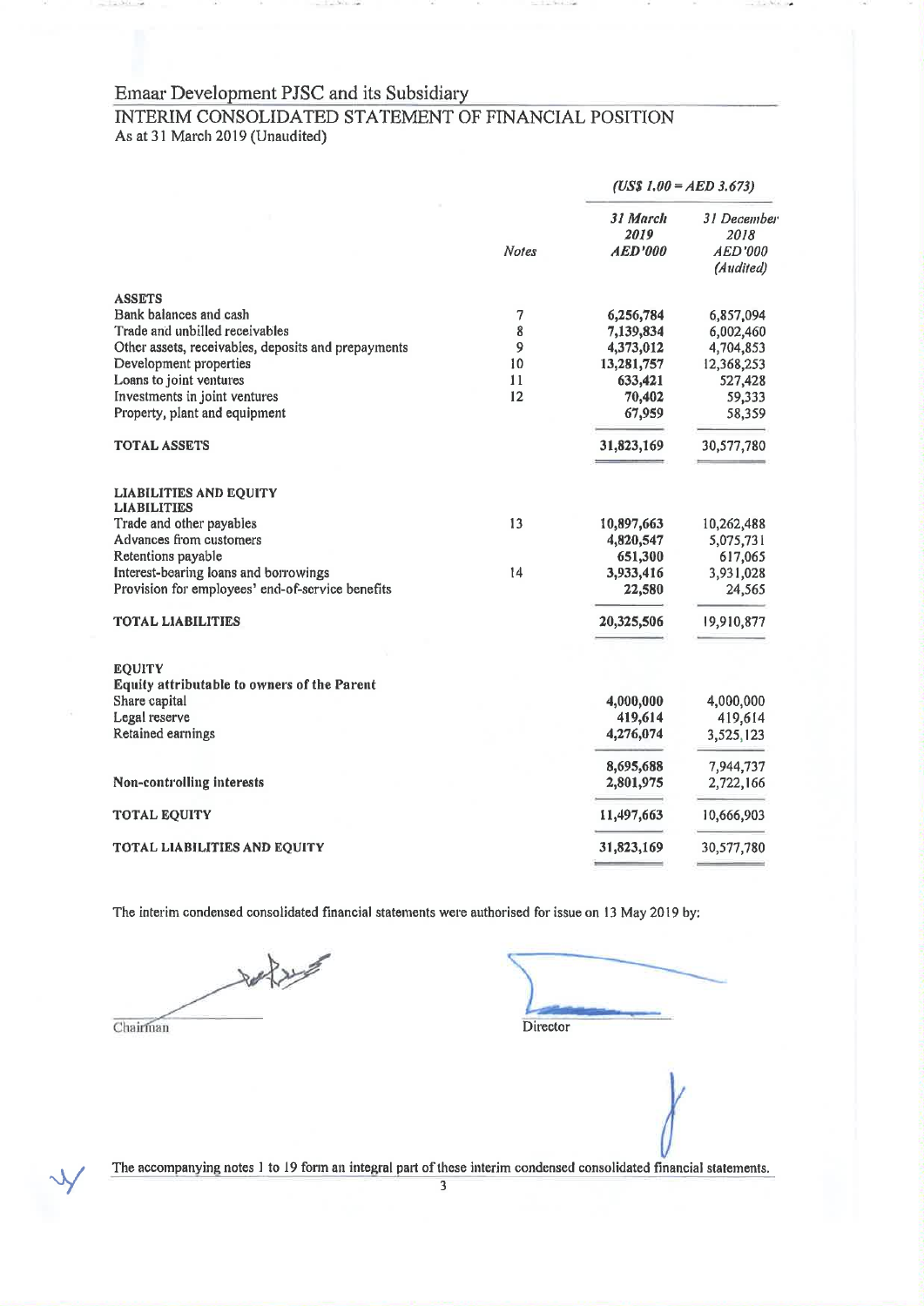# Emaar Development PJSC and its Subsidiary

## INTERIM CONSOLIDATED STATEMENT OF FINANCIAL POSITION

As at 31 March 2019 (Unaudited)

| | Notes | *31 March 2019 AED'000* | *31 December 2018 AED'000 (Audited)* |
|---|---|---|---|
| | | *(US$ 1.00 = AED 3.673)* | |
| **ASSETS** | | | |
| Bank balances and cash | 7 | 6,256,784 | 6,857,094 |
| Trade and unbilled receivables | 8 | 7,139,834 | 6,002,460 |
| Other assets, receivables, deposits and prepayments | 9 | 4,373,012 | 4,704,853 |
| Development properties | 10 | 13,281,757 | 12,368,253 |
| Loans to joint ventures | 11 | 633,421 | 527,428 |
| Investments in joint ventures | 12 | 70,402 | 59,333 |
| Property, plant and equipment | | 67,959 | 58,359 |
| **TOTAL ASSETS** | | 31,823,169 | 30,577,780 |
| **LIABILITIES AND EQUITY** | | | |
| **LIABILITIES** | | | |
| Trade and other payables | 13 | 10,897,663 | 10,262,488 |
| Advances from customers | | 4,820,547 | 5,075,731 |
| Retentions payable | | 651,300 | 617,065 |
| Interest-bearing loans and borrowings | 14 | 3,933,416 | 3,931,028 |
| Provision for employees' end-of-service benefits | | 22,580 | 24,565 |
| **TOTAL LIABILITIES** | | 20,325,506 | 19,910,877 |
| **EQUITY** | | | |
| **Equity attributable to owners of the Parent** | | | |
| Share capital | | 4,000,000 | 4,000,000 |
| Legal reserve | | 419,614 | 419,614 |
| Retained earnings | | 4,276,074 | 3,525,123 |
| | | 8,695,688 | 7,944,737 |
| **Non-controlling interests** | | 2,801,975 | 2,722,166 |
| **TOTAL EQUITY** | | 11,497,663 | 10,666,903 |
| **TOTAL LIABILITIES AND EQUITY** | | 31,823,169 | 30,577,780 |

The interim condensed consolidated financial statements were authorised for issue on 13 May 2019 by:

Chairman | Director

The accompanying notes 1 to 19 form an integral part of these interim condensed consolidated financial statements.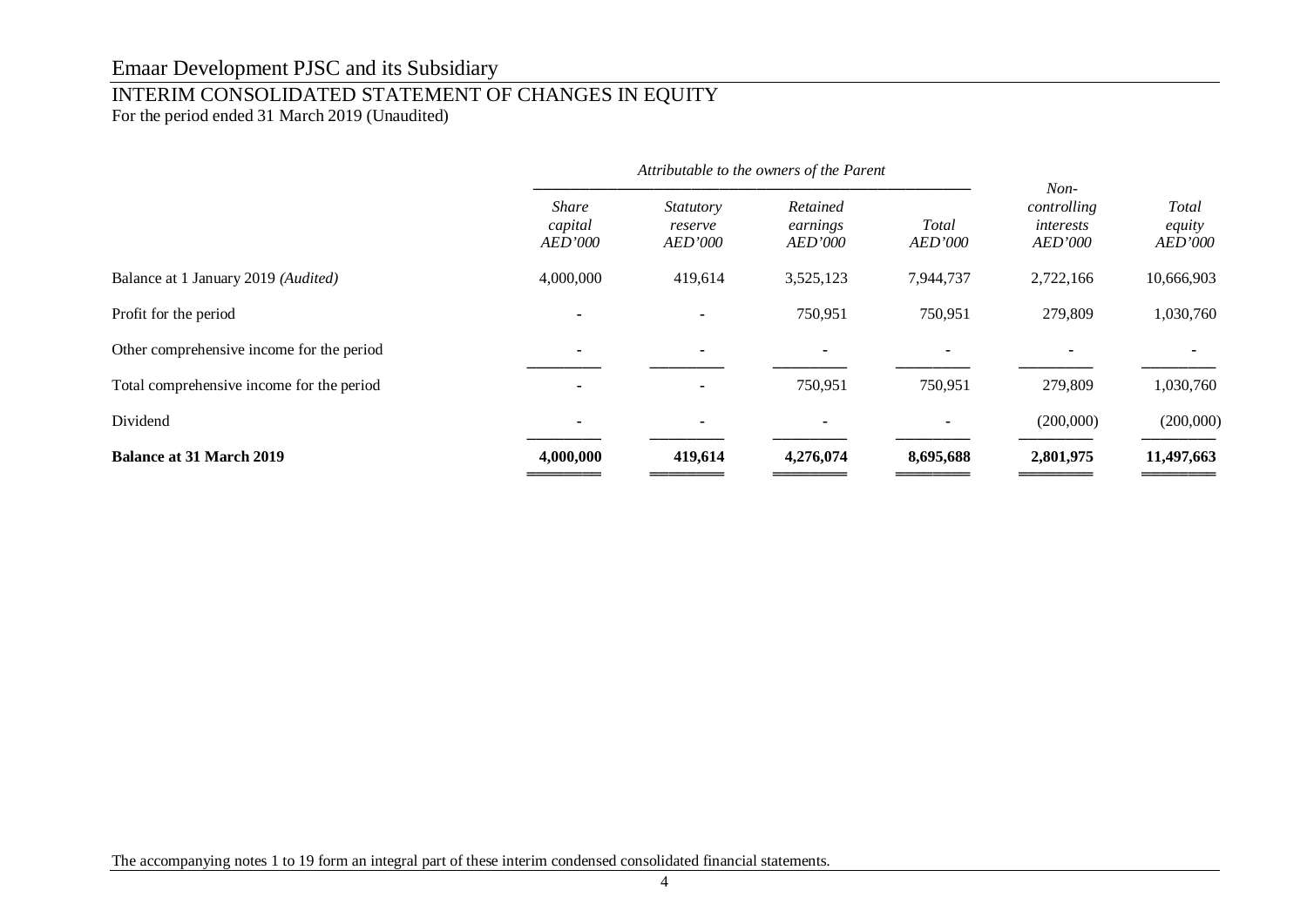# Emaar Development PJSC and its Subsidiary

## INTERIM CONSOLIDATED STATEMENT OF CHANGES IN EQUITY

For the period ended 31 March 2019 (Unaudited)

| | *Attributable to the owners of the Parent* | | | | | |
|---|---|---|---|---|---|---|
| | *Share capital AED'000* | *Statutory reserve AED'000* | *Retained earnings AED'000* | *Total AED'000* | *Non-controlling interests AED'000* | *Total equity AED'000* |
| Balance at 1 January 2019 *(Audited)* | 4,000,000 | 419,614 | 3,525,123 | 7,944,737 | 2,722,166 | 10,666,903 |
| Profit for the period | - | - | 750,951 | 750,951 | 279,809 | 1,030,760 |
| Other comprehensive income for the period | - | - | - | - | - | - |
| Total comprehensive income for the period | - | - | 750,951 | 750,951 | 279,809 | 1,030,760 |
| Dividend | - | - | - | - | (200,000) | (200,000) |
| **Balance at 31 March 2019** | **4,000,000** | **419,614** | **4,276,074** | **8,695,688** | **2,801,975** | **11,497,663** |

The accompanying notes 1 to 19 form an integral part of these interim condensed consolidated financial statements.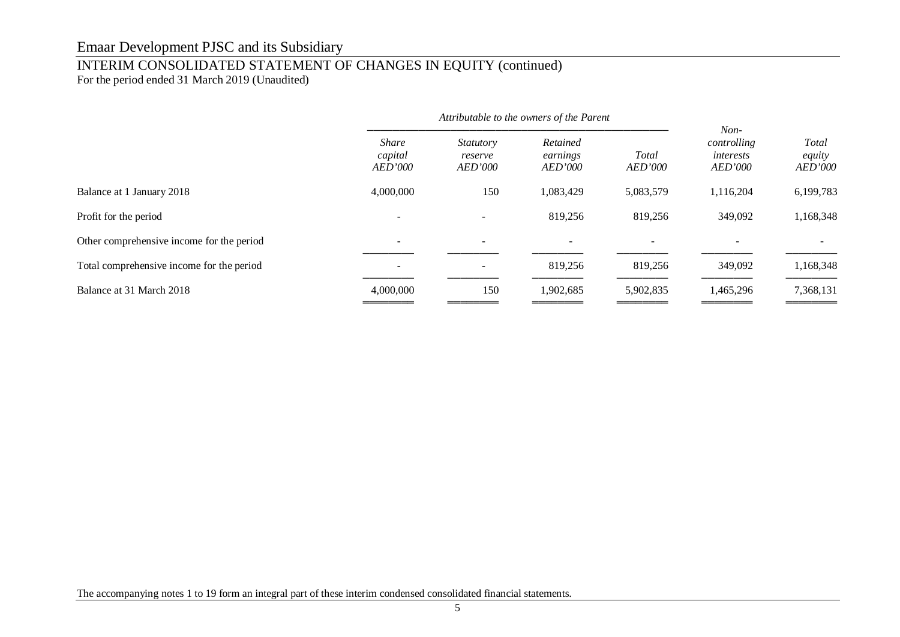# Emaar Development PJSC and its Subsidiary

## INTERIM CONSOLIDATED STATEMENT OF CHANGES IN EQUITY (continued)

For the period ended 31 March 2019 (Unaudited)

| | *Attributable to the owners of the Parent* | | | | | |
|---|---|---|---|---|---|---|
| | *Share capital AED'000* | *Statutory reserve AED'000* | *Retained earnings AED'000* | *Total AED'000* | *Non-controlling interests AED'000* | *Total equity AED'000* |
| Balance at 1 January 2018 | 4,000,000 | 150 | 1,083,429 | 5,083,579 | 1,116,204 | 6,199,783 |
| Profit for the period | - | - | 819,256 | 819,256 | 349,092 | 1,168,348 |
| Other comprehensive income for the period | - | - | - | - | - | - |
| Total comprehensive income for the period | - | - | 819,256 | 819,256 | 349,092 | 1,168,348 |
| Balance at 31 March 2018 | 4,000,000 | 150 | 1,902,685 | 5,902,835 | 1,465,296 | 7,368,131 |

The accompanying notes 1 to 19 form an integral part of these interim condensed consolidated financial statements.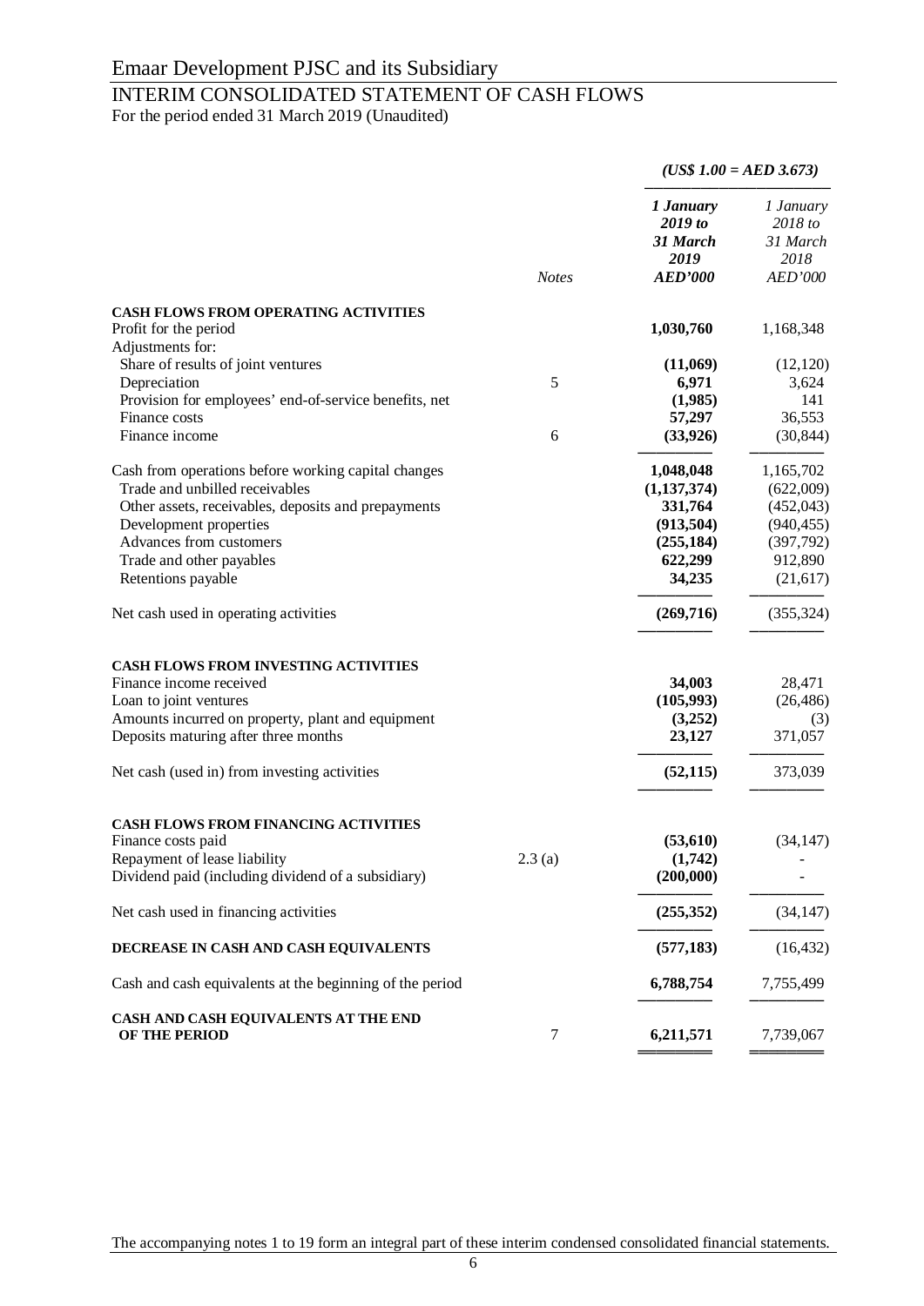# Emaar Development PJSC and its Subsidiary

## INTERIM CONSOLIDATED STATEMENT OF CASH FLOWS

For the period ended 31 March 2019 (Unaudited)

| | Notes | *(US$ 1.00 = AED 3.673)* | |
|---|---|---|---|
| | | ***1 January 2019 to 31 March 2019 AED'000*** | *1 January 2018 to 31 March 2018 AED'000* |
| **CASH FLOWS FROM OPERATING ACTIVITIES** | | | |
| Profit for the period | | **1,030,760** | 1,168,348 |
| Adjustments for: | | | |
| Share of results of joint ventures | | **(11,069)** | (12,120) |
| Depreciation | 5 | **6,971** | 3,624 |
| Provision for employees' end-of-service benefits, net | | **(1,985)** | 141 |
| Finance costs | | **57,297** | 36,553 |
| Finance income | 6 | **(33,926)** | (30,844) |
| Cash from operations before working capital changes | | **1,048,048** | 1,165,702 |
| Trade and unbilled receivables | | **(1,137,374)** | (622,009) |
| Other assets, receivables, deposits and prepayments | | **331,764** | (452,043) |
| Development properties | | **(913,504)** | (940,455) |
| Advances from customers | | **(255,184)** | (397,792) |
| Trade and other payables | | **622,299** | 912,890 |
| Retentions payable | | **34,235** | (21,617) |
| Net cash used in operating activities | | **(269,716)** | (355,324) |
| **CASH FLOWS FROM INVESTING ACTIVITIES** | | | |
| Finance income received | | **34,003** | 28,471 |
| Loan to joint ventures | | **(105,993)** | (26,486) |
| Amounts incurred on property, plant and equipment | | **(3,252)** | (3) |
| Deposits maturing after three months | | **23,127** | 371,057 |
| Net cash (used in) from investing activities | | **(52,115)** | 373,039 |
| **CASH FLOWS FROM FINANCING ACTIVITIES** | | | |
| Finance costs paid | | **(53,610)** | (34,147) |
| Repayment of lease liability | 2.3 (a) | **(1,742)** | - |
| Dividend paid (including dividend of a subsidiary) | | **(200,000)** | - |
| Net cash used in financing activities | | **(255,352)** | (34,147) |
| **DECREASE IN CASH AND CASH EQUIVALENTS** | | **(577,183)** | (16,432) |
| Cash and cash equivalents at the beginning of the period | | **6,788,754** | 7,755,499 |
| **CASH AND CASH EQUIVALENTS AT THE END OF THE PERIOD** | 7 | **6,211,571** | 7,739,067 |

The accompanying notes 1 to 19 form an integral part of these interim condensed consolidated financial statements.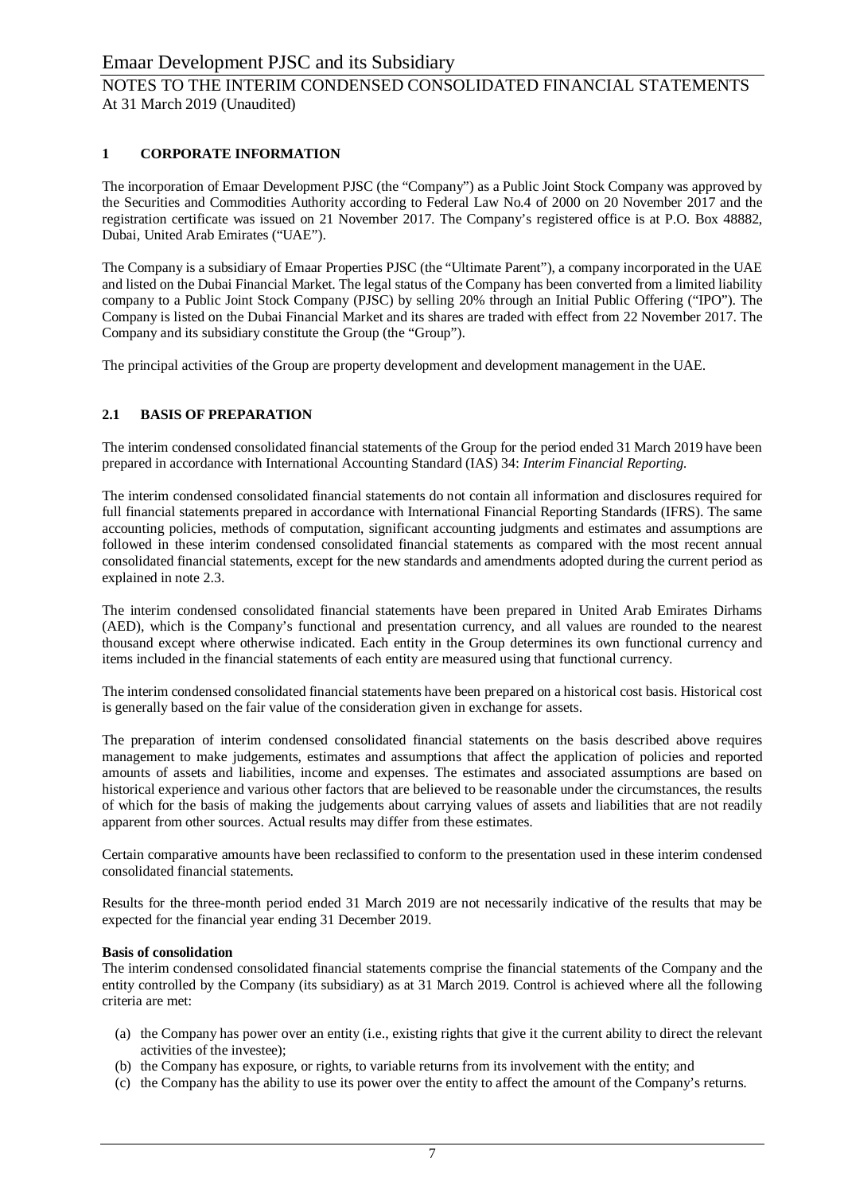## 1 CORPORATE INFORMATION

The incorporation of Emaar Development PJSC (the "Company") as a Public Joint Stock Company was approved by the Securities and Commodities Authority according to Federal Law No.4 of 2000 on 20 November 2017 and the registration certificate was issued on 21 November 2017. The Company's registered office is at P.O. Box 48882, Dubai, United Arab Emirates ("UAE").

The Company is a subsidiary of Emaar Properties PJSC (the "Ultimate Parent"), a company incorporated in the UAE and listed on the Dubai Financial Market. The legal status of the Company has been converted from a limited liability company to a Public Joint Stock Company (PJSC) by selling 20% through an Initial Public Offering ("IPO"). The Company is listed on the Dubai Financial Market and its shares are traded with effect from 22 November 2017. The Company and its subsidiary constitute the Group (the "Group").

The principal activities of the Group are property development and development management in the UAE.

## 2.1 BASIS OF PREPARATION

The interim condensed consolidated financial statements of the Group for the period ended 31 March 2019 have been prepared in accordance with International Accounting Standard (IAS) 34: *Interim Financial Reporting.*

The interim condensed consolidated financial statements do not contain all information and disclosures required for full financial statements prepared in accordance with International Financial Reporting Standards (IFRS). The same accounting policies, methods of computation, significant accounting judgments and estimates and assumptions are followed in these interim condensed consolidated financial statements as compared with the most recent annual consolidated financial statements, except for the new standards and amendments adopted during the current period as explained in note 2.3.

The interim condensed consolidated financial statements have been prepared in United Arab Emirates Dirhams (AED), which is the Company's functional and presentation currency, and all values are rounded to the nearest thousand except where otherwise indicated. Each entity in the Group determines its own functional currency and items included in the financial statements of each entity are measured using that functional currency.

The interim condensed consolidated financial statements have been prepared on a historical cost basis. Historical cost is generally based on the fair value of the consideration given in exchange for assets.

The preparation of interim condensed consolidated financial statements on the basis described above requires management to make judgements, estimates and assumptions that affect the application of policies and reported amounts of assets and liabilities, income and expenses. The estimates and associated assumptions are based on historical experience and various other factors that are believed to be reasonable under the circumstances, the results of which for the basis of making the judgements about carrying values of assets and liabilities that are not readily apparent from other sources. Actual results may differ from these estimates.

Certain comparative amounts have been reclassified to conform to the presentation used in these interim condensed consolidated financial statements.

Results for the three-month period ended 31 March 2019 are not necessarily indicative of the results that may be expected for the financial year ending 31 December 2019.

**Basis of consolidation**

The interim condensed consolidated financial statements comprise the financial statements of the Company and the entity controlled by the Company (its subsidiary) as at 31 March 2019. Control is achieved where all the following criteria are met:

(a) the Company has power over an entity (i.e., existing rights that give it the current ability to direct the relevant activities of the investee);
(b) the Company has exposure, or rights, to variable returns from its involvement with the entity; and
(c) the Company has the ability to use its power over the entity to affect the amount of the Company's returns.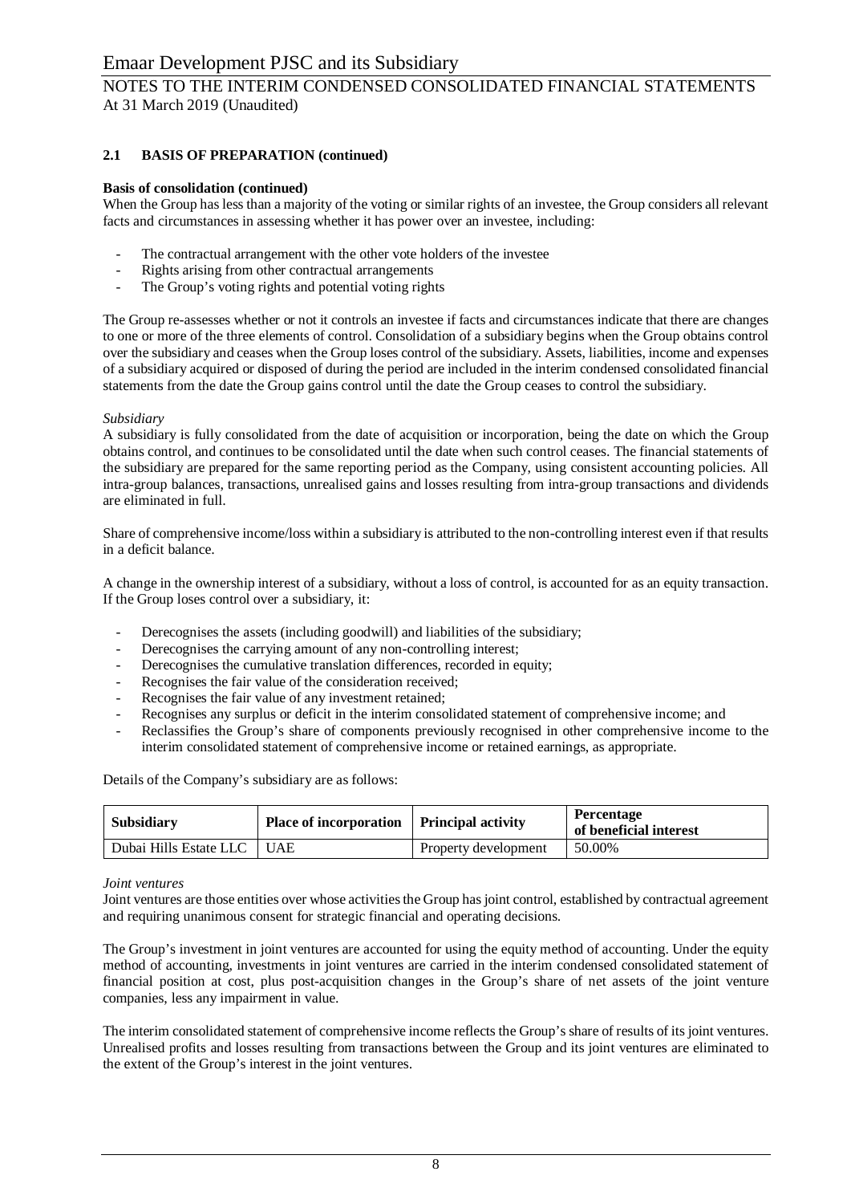## 2.1 BASIS OF PREPARATION (continued)

**Basis of consolidation (continued)**

When the Group has less than a majority of the voting or similar rights of an investee, the Group considers all relevant facts and circumstances in assessing whether it has power over an investee, including:

- The contractual arrangement with the other vote holders of the investee
- Rights arising from other contractual arrangements
- The Group's voting rights and potential voting rights

The Group re-assesses whether or not it controls an investee if facts and circumstances indicate that there are changes to one or more of the three elements of control. Consolidation of a subsidiary begins when the Group obtains control over the subsidiary and ceases when the Group loses control of the subsidiary. Assets, liabilities, income and expenses of a subsidiary acquired or disposed of during the period are included in the interim condensed consolidated financial statements from the date the Group gains control until the date the Group ceases to control the subsidiary.

*Subsidiary*

A subsidiary is fully consolidated from the date of acquisition or incorporation, being the date on which the Group obtains control, and continues to be consolidated until the date when such control ceases. The financial statements of the subsidiary are prepared for the same reporting period as the Company, using consistent accounting policies. All intra-group balances, transactions, unrealised gains and losses resulting from intra-group transactions and dividends are eliminated in full.

Share of comprehensive income/loss within a subsidiary is attributed to the non-controlling interest even if that results in a deficit balance.

A change in the ownership interest of a subsidiary, without a loss of control, is accounted for as an equity transaction. If the Group loses control over a subsidiary, it:

- Derecognises the assets (including goodwill) and liabilities of the subsidiary;
- Derecognises the carrying amount of any non-controlling interest;
- Derecognises the cumulative translation differences, recorded in equity;
- Recognises the fair value of the consideration received;
- Recognises the fair value of any investment retained;
- Recognises any surplus or deficit in the interim consolidated statement of comprehensive income; and
- Reclassifies the Group's share of components previously recognised in other comprehensive income to the interim consolidated statement of comprehensive income or retained earnings, as appropriate.

Details of the Company's subsidiary are as follows:

| Subsidiary | Place of incorporation | Principal activity | Percentage of beneficial interest |
|---|---|---|---|
| Dubai Hills Estate LLC | UAE | Property development | 50.00% |

*Joint ventures*

Joint ventures are those entities over whose activities the Group has joint control, established by contractual agreement and requiring unanimous consent for strategic financial and operating decisions.

The Group's investment in joint ventures are accounted for using the equity method of accounting. Under the equity method of accounting, investments in joint ventures are carried in the interim condensed consolidated statement of financial position at cost, plus post-acquisition changes in the Group's share of net assets of the joint venture companies, less any impairment in value.

The interim consolidated statement of comprehensive income reflects the Group's share of results of its joint ventures. Unrealised profits and losses resulting from transactions between the Group and its joint ventures are eliminated to the extent of the Group's interest in the joint ventures.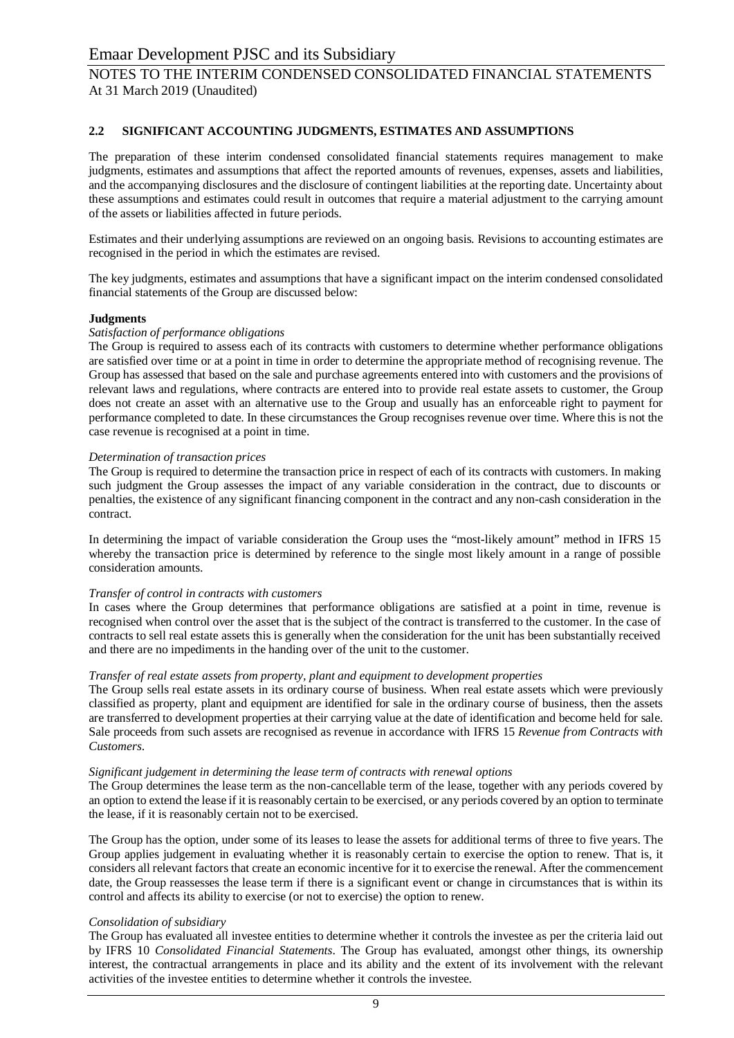## 2.2 SIGNIFICANT ACCOUNTING JUDGMENTS, ESTIMATES AND ASSUMPTIONS

The preparation of these interim condensed consolidated financial statements requires management to make judgments, estimates and assumptions that affect the reported amounts of revenues, expenses, assets and liabilities, and the accompanying disclosures and the disclosure of contingent liabilities at the reporting date. Uncertainty about these assumptions and estimates could result in outcomes that require a material adjustment to the carrying amount of the assets or liabilities affected in future periods.

Estimates and their underlying assumptions are reviewed on an ongoing basis. Revisions to accounting estimates are recognised in the period in which the estimates are revised.

The key judgments, estimates and assumptions that have a significant impact on the interim condensed consolidated financial statements of the Group are discussed below:

**Judgments**

*Satisfaction of performance obligations*

The Group is required to assess each of its contracts with customers to determine whether performance obligations are satisfied over time or at a point in time in order to determine the appropriate method of recognising revenue. The Group has assessed that based on the sale and purchase agreements entered into with customers and the provisions of relevant laws and regulations, where contracts are entered into to provide real estate assets to customer, the Group does not create an asset with an alternative use to the Group and usually has an enforceable right to payment for performance completed to date. In these circumstances the Group recognises revenue over time. Where this is not the case revenue is recognised at a point in time.

*Determination of transaction prices*

The Group is required to determine the transaction price in respect of each of its contracts with customers. In making such judgment the Group assesses the impact of any variable consideration in the contract, due to discounts or penalties, the existence of any significant financing component in the contract and any non-cash consideration in the contract.

In determining the impact of variable consideration the Group uses the "most-likely amount" method in IFRS 15 whereby the transaction price is determined by reference to the single most likely amount in a range of possible consideration amounts.

*Transfer of control in contracts with customers*

In cases where the Group determines that performance obligations are satisfied at a point in time, revenue is recognised when control over the asset that is the subject of the contract is transferred to the customer. In the case of contracts to sell real estate assets this is generally when the consideration for the unit has been substantially received and there are no impediments in the handing over of the unit to the customer.

*Transfer of real estate assets from property, plant and equipment to development properties*

The Group sells real estate assets in its ordinary course of business. When real estate assets which were previously classified as property, plant and equipment are identified for sale in the ordinary course of business, then the assets are transferred to development properties at their carrying value at the date of identification and become held for sale. Sale proceeds from such assets are recognised as revenue in accordance with IFRS 15 *Revenue from Contracts with Customers*.

*Significant judgement in determining the lease term of contracts with renewal options*

The Group determines the lease term as the non-cancellable term of the lease, together with any periods covered by an option to extend the lease if it is reasonably certain to be exercised, or any periods covered by an option to terminate the lease, if it is reasonably certain not to be exercised.

The Group has the option, under some of its leases to lease the assets for additional terms of three to five years. The Group applies judgement in evaluating whether it is reasonably certain to exercise the option to renew. That is, it considers all relevant factors that create an economic incentive for it to exercise the renewal. After the commencement date, the Group reassesses the lease term if there is a significant event or change in circumstances that is within its control and affects its ability to exercise (or not to exercise) the option to renew.

*Consolidation of subsidiary*

The Group has evaluated all investee entities to determine whether it controls the investee as per the criteria laid out by IFRS 10 *Consolidated Financial Statements*. The Group has evaluated, amongst other things, its ownership interest, the contractual arrangements in place and its ability and the extent of its involvement with the relevant activities of the investee entities to determine whether it controls the investee.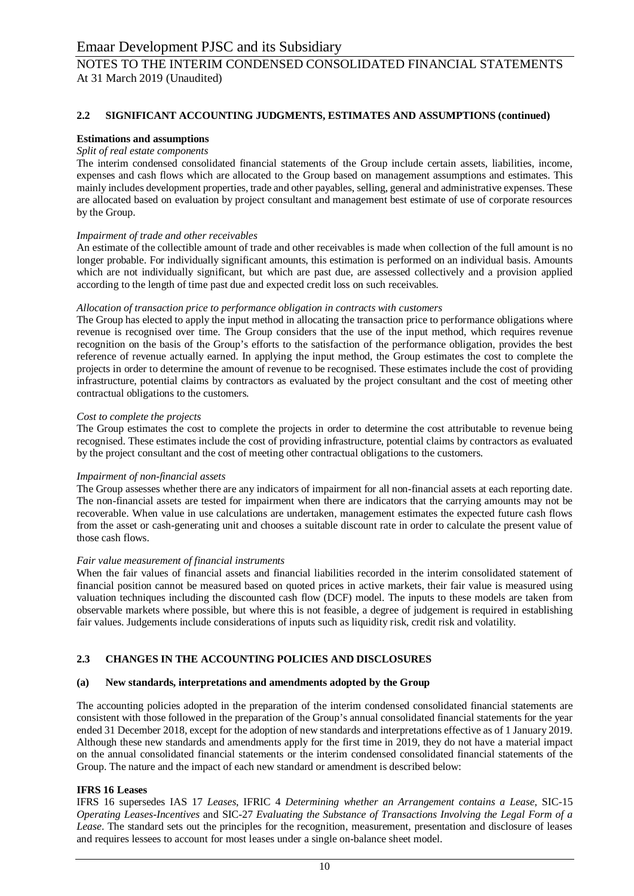## 2.2 SIGNIFICANT ACCOUNTING JUDGMENTS, ESTIMATES AND ASSUMPTIONS (continued)

### Estimations and assumptions

*Split of real estate components*

The interim condensed consolidated financial statements of the Group include certain assets, liabilities, income, expenses and cash flows which are allocated to the Group based on management assumptions and estimates. This mainly includes development properties, trade and other payables, selling, general and administrative expenses. These are allocated based on evaluation by project consultant and management best estimate of use of corporate resources by the Group.

*Impairment of trade and other receivables*

An estimate of the collectible amount of trade and other receivables is made when collection of the full amount is no longer probable. For individually significant amounts, this estimation is performed on an individual basis. Amounts which are not individually significant, but which are past due, are assessed collectively and a provision applied according to the length of time past due and expected credit loss on such receivables.

*Allocation of transaction price to performance obligation in contracts with customers*

The Group has elected to apply the input method in allocating the transaction price to performance obligations where revenue is recognised over time. The Group considers that the use of the input method, which requires revenue recognition on the basis of the Group's efforts to the satisfaction of the performance obligation, provides the best reference of revenue actually earned. In applying the input method, the Group estimates the cost to complete the projects in order to determine the amount of revenue to be recognised. These estimates include the cost of providing infrastructure, potential claims by contractors as evaluated by the project consultant and the cost of meeting other contractual obligations to the customers.

*Cost to complete the projects*

The Group estimates the cost to complete the projects in order to determine the cost attributable to revenue being recognised. These estimates include the cost of providing infrastructure, potential claims by contractors as evaluated by the project consultant and the cost of meeting other contractual obligations to the customers.

*Impairment of non-financial assets*

The Group assesses whether there are any indicators of impairment for all non-financial assets at each reporting date. The non-financial assets are tested for impairment when there are indicators that the carrying amounts may not be recoverable. When value in use calculations are undertaken, management estimates the expected future cash flows from the asset or cash-generating unit and chooses a suitable discount rate in order to calculate the present value of those cash flows.

*Fair value measurement of financial instruments*

When the fair values of financial assets and financial liabilities recorded in the interim consolidated statement of financial position cannot be measured based on quoted prices in active markets, their fair value is measured using valuation techniques including the discounted cash flow (DCF) model. The inputs to these models are taken from observable markets where possible, but where this is not feasible, a degree of judgement is required in establishing fair values. Judgements include considerations of inputs such as liquidity risk, credit risk and volatility.

## 2.3 CHANGES IN THE ACCOUNTING POLICIES AND DISCLOSURES

### (a) New standards, interpretations and amendments adopted by the Group

The accounting policies adopted in the preparation of the interim condensed consolidated financial statements are consistent with those followed in the preparation of the Group's annual consolidated financial statements for the year ended 31 December 2018, except for the adoption of new standards and interpretations effective as of 1 January 2019. Although these new standards and amendments apply for the first time in 2019, they do not have a material impact on the annual consolidated financial statements or the interim condensed consolidated financial statements of the Group. The nature and the impact of each new standard or amendment is described below:

**IFRS 16 Leases**

IFRS 16 supersedes IAS 17 *Leases*, IFRIC 4 *Determining whether an Arrangement contains a Lease,* SIC-15 *Operating Leases-Incentives* and SIC-27 *Evaluating the Substance of Transactions Involving the Legal Form of a Lease*. The standard sets out the principles for the recognition, measurement, presentation and disclosure of leases and requires lessees to account for most leases under a single on-balance sheet model.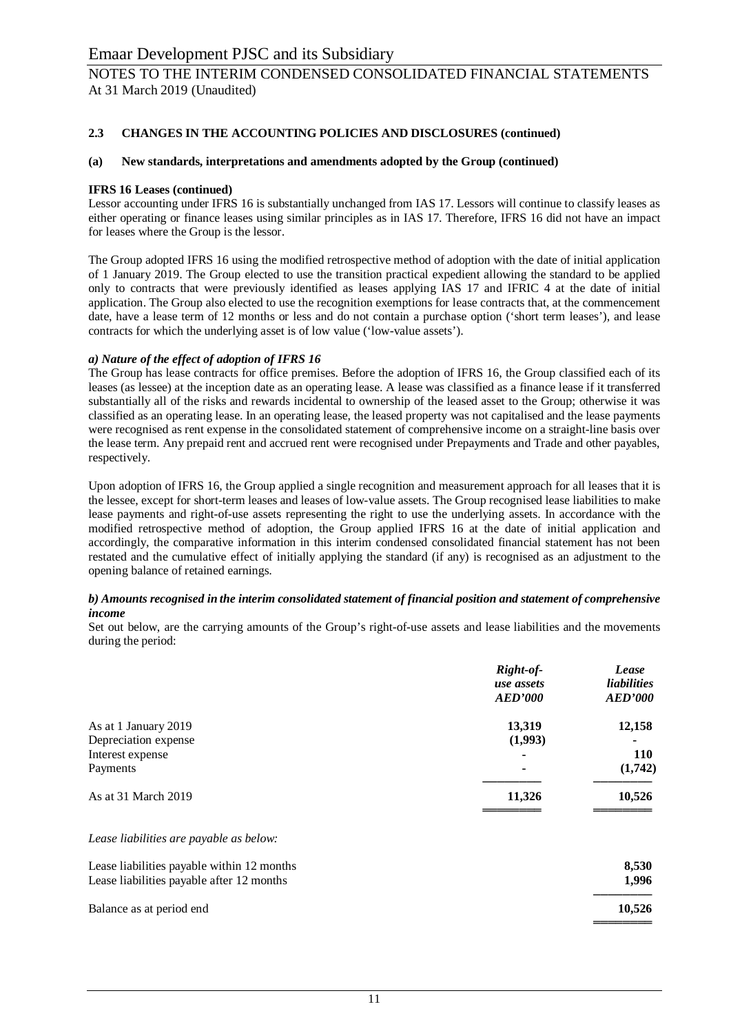## 2.3 CHANGES IN THE ACCOUNTING POLICIES AND DISCLOSURES (continued)

### (a) New standards, interpretations and amendments adopted by the Group (continued)

**IFRS 16 Leases (continued)**

Lessor accounting under IFRS 16 is substantially unchanged from IAS 17. Lessors will continue to classify leases as either operating or finance leases using similar principles as in IAS 17. Therefore, IFRS 16 did not have an impact for leases where the Group is the lessor.

The Group adopted IFRS 16 using the modified retrospective method of adoption with the date of initial application of 1 January 2019. The Group elected to use the transition practical expedient allowing the standard to be applied only to contracts that were previously identified as leases applying IAS 17 and IFRIC 4 at the date of initial application. The Group also elected to use the recognition exemptions for lease contracts that, at the commencement date, have a lease term of 12 months or less and do not contain a purchase option ('short term leases'), and lease contracts for which the underlying asset is of low value ('low-value assets').

***a) Nature of the effect of adoption of IFRS 16***

The Group has lease contracts for office premises. Before the adoption of IFRS 16, the Group classified each of its leases (as lessee) at the inception date as an operating lease. A lease was classified as a finance lease if it transferred substantially all of the risks and rewards incidental to ownership of the leased asset to the Group; otherwise it was classified as an operating lease. In an operating lease, the leased property was not capitalised and the lease payments were recognised as rent expense in the consolidated statement of comprehensive income on a straight-line basis over the lease term. Any prepaid rent and accrued rent were recognised under Prepayments and Trade and other payables, respectively.

Upon adoption of IFRS 16, the Group applied a single recognition and measurement approach for all leases that it is the lessee, except for short-term leases and leases of low-value assets. The Group recognised lease liabilities to make lease payments and right-of-use assets representing the right to use the underlying assets. In accordance with the modified retrospective method of adoption, the Group applied IFRS 16 at the date of initial application and accordingly, the comparative information in this interim condensed consolidated financial statement has not been restated and the cumulative effect of initially applying the standard (if any) is recognised as an adjustment to the opening balance of retained earnings.

***b) Amounts recognised in the interim consolidated statement of financial position and statement of comprehensive income***

Set out below, are the carrying amounts of the Group's right-of-use assets and lease liabilities and the movements during the period:

| | *Right-of-use assets AED'000* | *Lease liabilities AED'000* |
|---|---|---|
| As at 1 January 2019 | **13,319** | **12,158** |
| Depreciation expense | **(1,993)** | **-** |
| Interest expense | **-** | **110** |
| Payments | **-** | **(1,742)** |
| As at 31 March 2019 | **11,326** | **10,526** |

*Lease liabilities are payable as below:*

| | |
|---|---|
| Lease liabilities payable within 12 months | **8,530** |
| Lease liabilities payable after 12 months | **1,996** |
| Balance as at period end | **10,526** |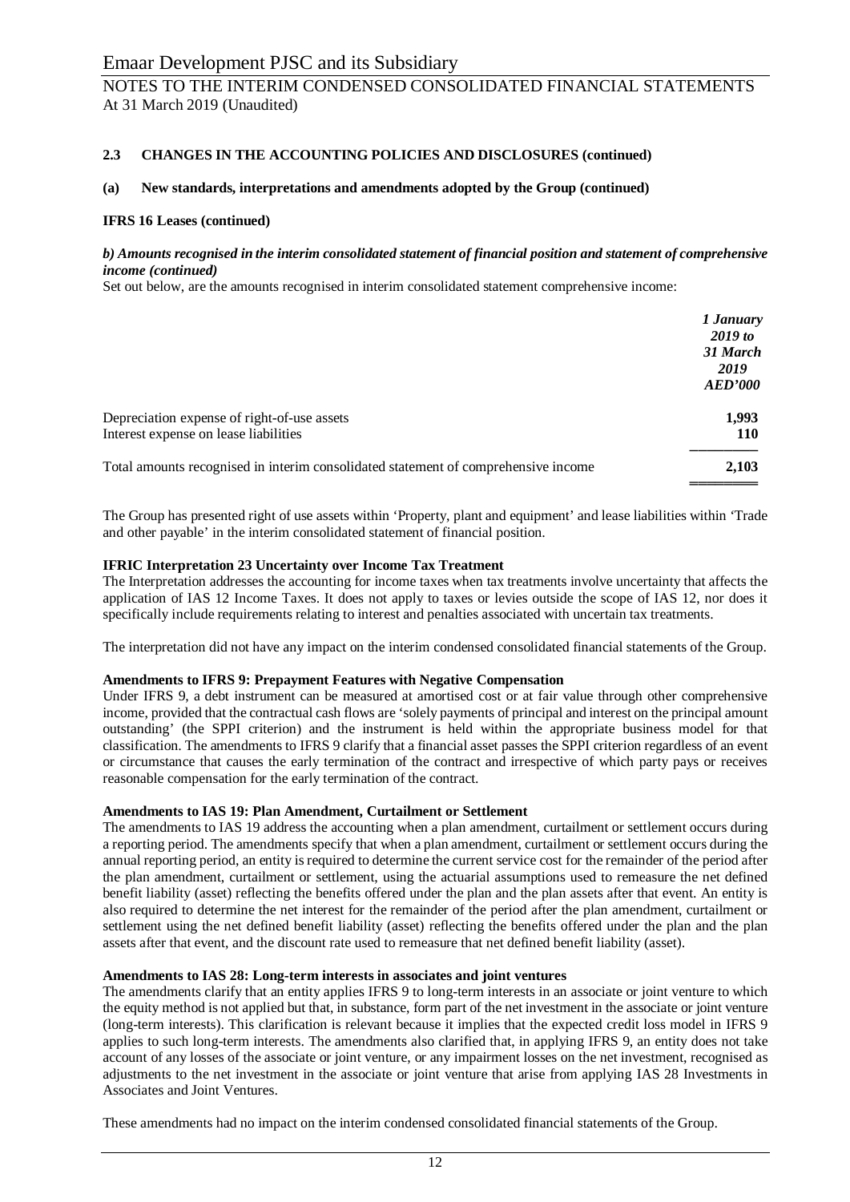## 2.3 CHANGES IN THE ACCOUNTING POLICIES AND DISCLOSURES (continued)

### (a) New standards, interpretations and amendments adopted by the Group (continued)

#### IFRS 16 Leases (continued)

***b) Amounts recognised in the interim consolidated statement of financial position and statement of comprehensive income (continued)***

Set out below, are the amounts recognised in interim consolidated statement comprehensive income:

| | *1 January 2019 to 31 March 2019 AED'000* |
|---|---|
| Depreciation expense of right-of-use assets | **1,993** |
| Interest expense on lease liabilities | **110** |
| Total amounts recognised in interim consolidated statement of comprehensive income | **2,103** |

The Group has presented right of use assets within 'Property, plant and equipment' and lease liabilities within 'Trade and other payable' in the interim consolidated statement of financial position.

**IFRIC Interpretation 23 Uncertainty over Income Tax Treatment**

The Interpretation addresses the accounting for income taxes when tax treatments involve uncertainty that affects the application of IAS 12 Income Taxes. It does not apply to taxes or levies outside the scope of IAS 12, nor does it specifically include requirements relating to interest and penalties associated with uncertain tax treatments.

The interpretation did not have any impact on the interim condensed consolidated financial statements of the Group.

**Amendments to IFRS 9: Prepayment Features with Negative Compensation**

Under IFRS 9, a debt instrument can be measured at amortised cost or at fair value through other comprehensive income, provided that the contractual cash flows are 'solely payments of principal and interest on the principal amount outstanding' (the SPPI criterion) and the instrument is held within the appropriate business model for that classification. The amendments to IFRS 9 clarify that a financial asset passes the SPPI criterion regardless of an event or circumstance that causes the early termination of the contract and irrespective of which party pays or receives reasonable compensation for the early termination of the contract.

**Amendments to IAS 19: Plan Amendment, Curtailment or Settlement**

The amendments to IAS 19 address the accounting when a plan amendment, curtailment or settlement occurs during a reporting period. The amendments specify that when a plan amendment, curtailment or settlement occurs during the annual reporting period, an entity is required to determine the current service cost for the remainder of the period after the plan amendment, curtailment or settlement, using the actuarial assumptions used to remeasure the net defined benefit liability (asset) reflecting the benefits offered under the plan and the plan assets after that event. An entity is also required to determine the net interest for the remainder of the period after the plan amendment, curtailment or settlement using the net defined benefit liability (asset) reflecting the benefits offered under the plan and the plan assets after that event, and the discount rate used to remeasure that net defined benefit liability (asset).

**Amendments to IAS 28: Long-term interests in associates and joint ventures**

The amendments clarify that an entity applies IFRS 9 to long-term interests in an associate or joint venture to which the equity method is not applied but that, in substance, form part of the net investment in the associate or joint venture (long-term interests). This clarification is relevant because it implies that the expected credit loss model in IFRS 9 applies to such long-term interests. The amendments also clarified that, in applying IFRS 9, an entity does not take account of any losses of the associate or joint venture, or any impairment losses on the net investment, recognised as adjustments to the net investment in the associate or joint venture that arise from applying IAS 28 Investments in Associates and Joint Ventures.

These amendments had no impact on the interim condensed consolidated financial statements of the Group.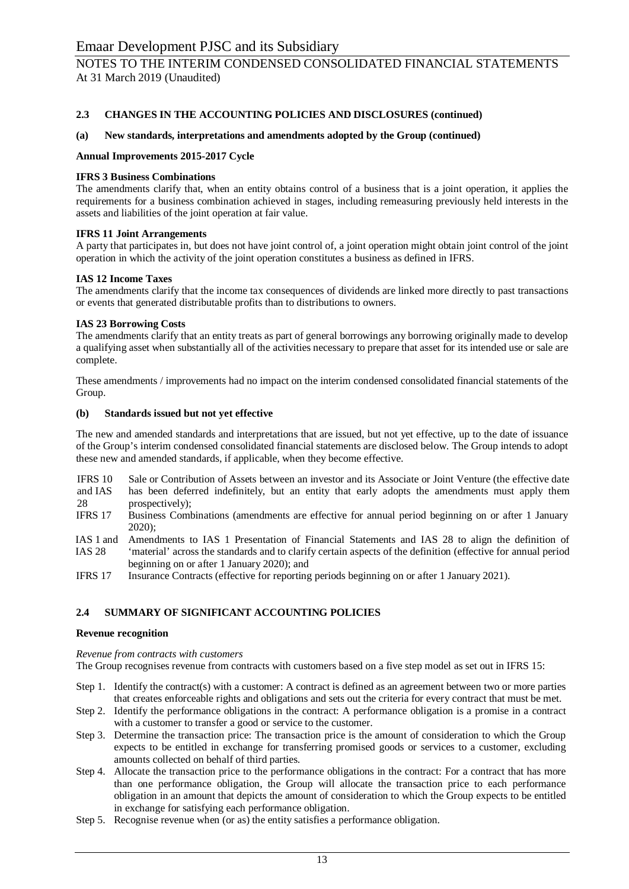**2.3 CHANGES IN THE ACCOUNTING POLICIES AND DISCLOSURES (continued)**

**(a) New standards, interpretations and amendments adopted by the Group (continued)**

**Annual Improvements 2015-2017 Cycle**

**IFRS 3 Business Combinations**

The amendments clarify that, when an entity obtains control of a business that is a joint operation, it applies the requirements for a business combination achieved in stages, including remeasuring previously held interests in the assets and liabilities of the joint operation at fair value.

**IFRS 11 Joint Arrangements**

A party that participates in, but does not have joint control of, a joint operation might obtain joint control of the joint operation in which the activity of the joint operation constitutes a business as defined in IFRS.

**IAS 12 Income Taxes**

The amendments clarify that the income tax consequences of dividends are linked more directly to past transactions or events that generated distributable profits than to distributions to owners.

**IAS 23 Borrowing Costs**

The amendments clarify that an entity treats as part of general borrowings any borrowing originally made to develop a qualifying asset when substantially all of the activities necessary to prepare that asset for its intended use or sale are complete.

These amendments / improvements had no impact on the interim condensed consolidated financial statements of the Group.

**(b) Standards issued but not yet effective**

The new and amended standards and interpretations that are issued, but not yet effective, up to the date of issuance of the Group's interim condensed consolidated financial statements are disclosed below. The Group intends to adopt these new and amended standards, if applicable, when they become effective.

| | |
|---|---|
| IFRS 10 and IAS 28 | Sale or Contribution of Assets between an investor and its Associate or Joint Venture (the effective date has been deferred indefinitely, but an entity that early adopts the amendments must apply them prospectively); |
| IFRS 17 | Business Combinations (amendments are effective for annual period beginning on or after 1 January 2020); |
| IAS 1 and IAS 28 | Amendments to IAS 1 Presentation of Financial Statements and IAS 28 to align the definition of 'material' across the standards and to clarify certain aspects of the definition (effective for annual period beginning on or after 1 January 2020); and |
| IFRS 17 | Insurance Contracts (effective for reporting periods beginning on or after 1 January 2021). |

**2.4 SUMMARY OF SIGNIFICANT ACCOUNTING POLICIES**

**Revenue recognition**

*Revenue from contracts with customers*

The Group recognises revenue from contracts with customers based on a five step model as set out in IFRS 15:

- Step 1. Identify the contract(s) with a customer: A contract is defined as an agreement between two or more parties that creates enforceable rights and obligations and sets out the criteria for every contract that must be met.
- Step 2. Identify the performance obligations in the contract: A performance obligation is a promise in a contract with a customer to transfer a good or service to the customer.
- Step 3. Determine the transaction price: The transaction price is the amount of consideration to which the Group expects to be entitled in exchange for transferring promised goods or services to a customer, excluding amounts collected on behalf of third parties.
- Step 4. Allocate the transaction price to the performance obligations in the contract: For a contract that has more than one performance obligation, the Group will allocate the transaction price to each performance obligation in an amount that depicts the amount of consideration to which the Group expects to be entitled in exchange for satisfying each performance obligation.
- Step 5. Recognise revenue when (or as) the entity satisfies a performance obligation.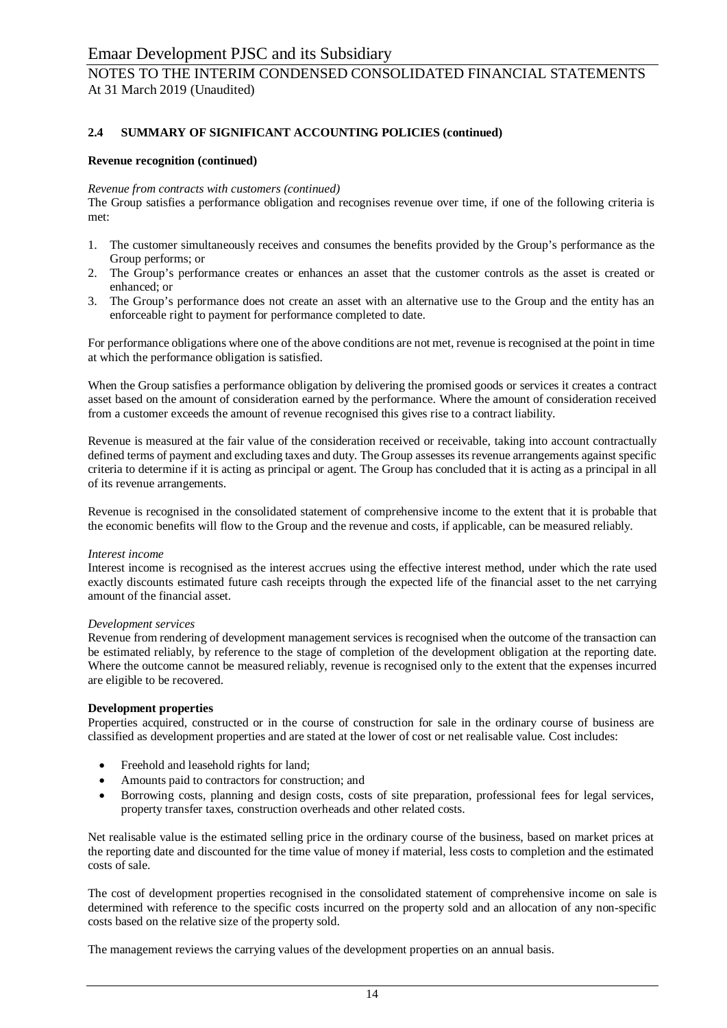## 2.4 SUMMARY OF SIGNIFICANT ACCOUNTING POLICIES (continued)

### Revenue recognition (continued)

*Revenue from contracts with customers (continued)*

The Group satisfies a performance obligation and recognises revenue over time, if one of the following criteria is met:

1. The customer simultaneously receives and consumes the benefits provided by the Group's performance as the Group performs; or
2. The Group's performance creates or enhances an asset that the customer controls as the asset is created or enhanced; or
3. The Group's performance does not create an asset with an alternative use to the Group and the entity has an enforceable right to payment for performance completed to date.

For performance obligations where one of the above conditions are not met, revenue is recognised at the point in time at which the performance obligation is satisfied.

When the Group satisfies a performance obligation by delivering the promised goods or services it creates a contract asset based on the amount of consideration earned by the performance. Where the amount of consideration received from a customer exceeds the amount of revenue recognised this gives rise to a contract liability.

Revenue is measured at the fair value of the consideration received or receivable, taking into account contractually defined terms of payment and excluding taxes and duty. The Group assesses its revenue arrangements against specific criteria to determine if it is acting as principal or agent. The Group has concluded that it is acting as a principal in all of its revenue arrangements.

Revenue is recognised in the consolidated statement of comprehensive income to the extent that it is probable that the economic benefits will flow to the Group and the revenue and costs, if applicable, can be measured reliably.

*Interest income*

Interest income is recognised as the interest accrues using the effective interest method, under which the rate used exactly discounts estimated future cash receipts through the expected life of the financial asset to the net carrying amount of the financial asset.

*Development services*

Revenue from rendering of development management services is recognised when the outcome of the transaction can be estimated reliably, by reference to the stage of completion of the development obligation at the reporting date. Where the outcome cannot be measured reliably, revenue is recognised only to the extent that the expenses incurred are eligible to be recovered.

### Development properties

Properties acquired, constructed or in the course of construction for sale in the ordinary course of business are classified as development properties and are stated at the lower of cost or net realisable value. Cost includes:

- Freehold and leasehold rights for land;
- Amounts paid to contractors for construction; and
- Borrowing costs, planning and design costs, costs of site preparation, professional fees for legal services, property transfer taxes, construction overheads and other related costs.

Net realisable value is the estimated selling price in the ordinary course of the business, based on market prices at the reporting date and discounted for the time value of money if material, less costs to completion and the estimated costs of sale.

The cost of development properties recognised in the consolidated statement of comprehensive income on sale is determined with reference to the specific costs incurred on the property sold and an allocation of any non-specific costs based on the relative size of the property sold.

The management reviews the carrying values of the development properties on an annual basis.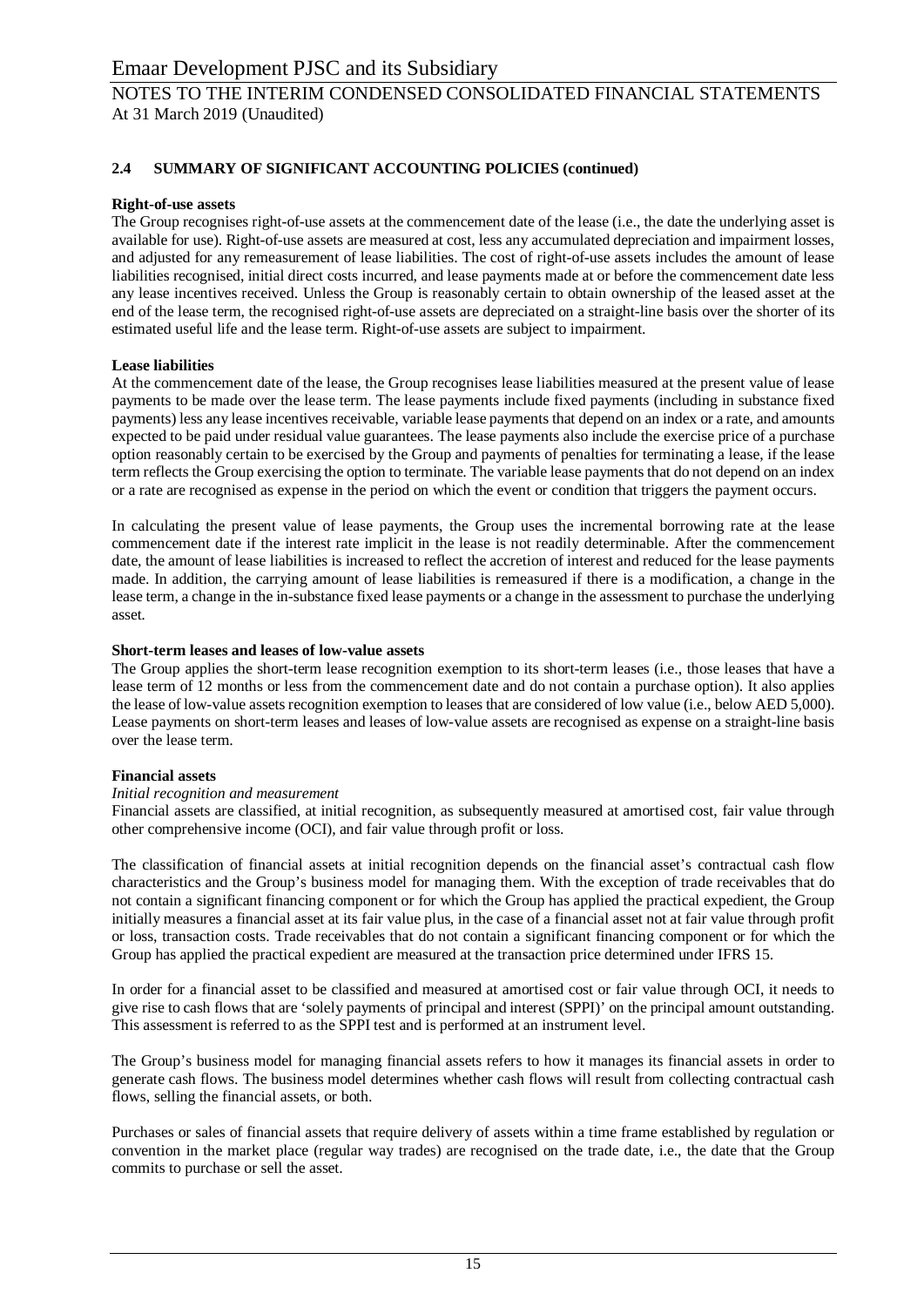## 2.4 SUMMARY OF SIGNIFICANT ACCOUNTING POLICIES (continued)

**Right-of-use assets**

The Group recognises right-of-use assets at the commencement date of the lease (i.e., the date the underlying asset is available for use). Right-of-use assets are measured at cost, less any accumulated depreciation and impairment losses, and adjusted for any remeasurement of lease liabilities. The cost of right-of-use assets includes the amount of lease liabilities recognised, initial direct costs incurred, and lease payments made at or before the commencement date less any lease incentives received. Unless the Group is reasonably certain to obtain ownership of the leased asset at the end of the lease term, the recognised right-of-use assets are depreciated on a straight-line basis over the shorter of its estimated useful life and the lease term. Right-of-use assets are subject to impairment.

**Lease liabilities**

At the commencement date of the lease, the Group recognises lease liabilities measured at the present value of lease payments to be made over the lease term. The lease payments include fixed payments (including in substance fixed payments) less any lease incentives receivable, variable lease payments that depend on an index or a rate, and amounts expected to be paid under residual value guarantees. The lease payments also include the exercise price of a purchase option reasonably certain to be exercised by the Group and payments of penalties for terminating a lease, if the lease term reflects the Group exercising the option to terminate. The variable lease payments that do not depend on an index or a rate are recognised as expense in the period on which the event or condition that triggers the payment occurs.

In calculating the present value of lease payments, the Group uses the incremental borrowing rate at the lease commencement date if the interest rate implicit in the lease is not readily determinable. After the commencement date, the amount of lease liabilities is increased to reflect the accretion of interest and reduced for the lease payments made. In addition, the carrying amount of lease liabilities is remeasured if there is a modification, a change in the lease term, a change in the in-substance fixed lease payments or a change in the assessment to purchase the underlying asset.

**Short-term leases and leases of low-value assets**

The Group applies the short-term lease recognition exemption to its short-term leases (i.e., those leases that have a lease term of 12 months or less from the commencement date and do not contain a purchase option). It also applies the lease of low-value assets recognition exemption to leases that are considered of low value (i.e., below AED 5,000). Lease payments on short-term leases and leases of low-value assets are recognised as expense on a straight-line basis over the lease term.

**Financial assets**

*Initial recognition and measurement*

Financial assets are classified, at initial recognition, as subsequently measured at amortised cost, fair value through other comprehensive income (OCI), and fair value through profit or loss.

The classification of financial assets at initial recognition depends on the financial asset's contractual cash flow characteristics and the Group's business model for managing them. With the exception of trade receivables that do not contain a significant financing component or for which the Group has applied the practical expedient, the Group initially measures a financial asset at its fair value plus, in the case of a financial asset not at fair value through profit or loss, transaction costs. Trade receivables that do not contain a significant financing component or for which the Group has applied the practical expedient are measured at the transaction price determined under IFRS 15.

In order for a financial asset to be classified and measured at amortised cost or fair value through OCI, it needs to give rise to cash flows that are 'solely payments of principal and interest (SPPI)' on the principal amount outstanding. This assessment is referred to as the SPPI test and is performed at an instrument level.

The Group's business model for managing financial assets refers to how it manages its financial assets in order to generate cash flows. The business model determines whether cash flows will result from collecting contractual cash flows, selling the financial assets, or both.

Purchases or sales of financial assets that require delivery of assets within a time frame established by regulation or convention in the market place (regular way trades) are recognised on the trade date, i.e., the date that the Group commits to purchase or sell the asset.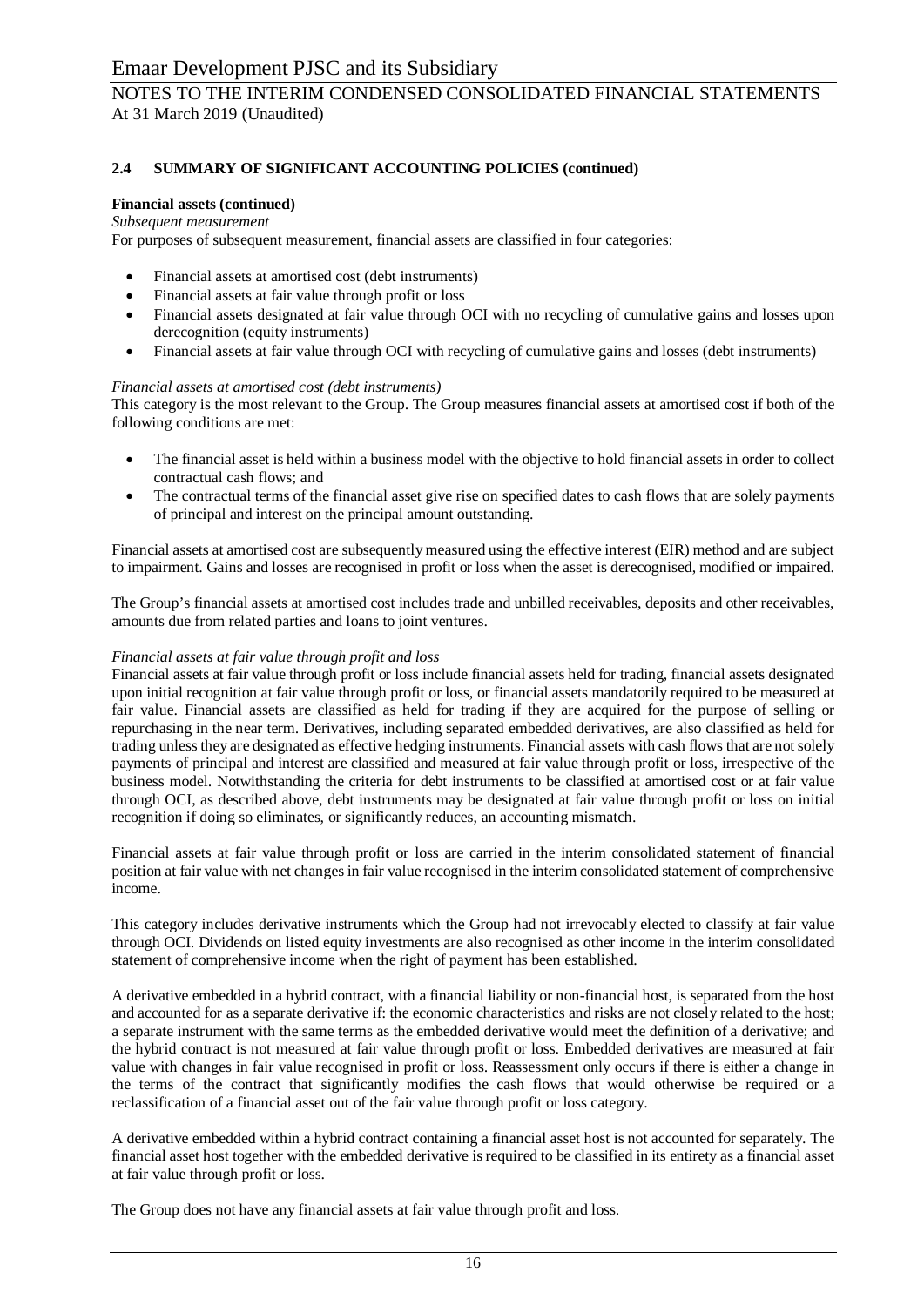## 2.4 SUMMARY OF SIGNIFICANT ACCOUNTING POLICIES (continued)

**Financial assets (continued)**

*Subsequent measurement*

For purposes of subsequent measurement, financial assets are classified in four categories:

- Financial assets at amortised cost (debt instruments)
- Financial assets at fair value through profit or loss
- Financial assets designated at fair value through OCI with no recycling of cumulative gains and losses upon derecognition (equity instruments)
- Financial assets at fair value through OCI with recycling of cumulative gains and losses (debt instruments)

*Financial assets at amortised cost (debt instruments)*

This category is the most relevant to the Group. The Group measures financial assets at amortised cost if both of the following conditions are met:

- The financial asset is held within a business model with the objective to hold financial assets in order to collect contractual cash flows; and
- The contractual terms of the financial asset give rise on specified dates to cash flows that are solely payments of principal and interest on the principal amount outstanding.

Financial assets at amortised cost are subsequently measured using the effective interest (EIR) method and are subject to impairment. Gains and losses are recognised in profit or loss when the asset is derecognised, modified or impaired.

The Group's financial assets at amortised cost includes trade and unbilled receivables, deposits and other receivables, amounts due from related parties and loans to joint ventures.

*Financial assets at fair value through profit and loss*

Financial assets at fair value through profit or loss include financial assets held for trading, financial assets designated upon initial recognition at fair value through profit or loss, or financial assets mandatorily required to be measured at fair value. Financial assets are classified as held for trading if they are acquired for the purpose of selling or repurchasing in the near term. Derivatives, including separated embedded derivatives, are also classified as held for trading unless they are designated as effective hedging instruments. Financial assets with cash flows that are not solely payments of principal and interest are classified and measured at fair value through profit or loss, irrespective of the business model. Notwithstanding the criteria for debt instruments to be classified at amortised cost or at fair value through OCI, as described above, debt instruments may be designated at fair value through profit or loss on initial recognition if doing so eliminates, or significantly reduces, an accounting mismatch.

Financial assets at fair value through profit or loss are carried in the interim consolidated statement of financial position at fair value with net changes in fair value recognised in the interim consolidated statement of comprehensive income.

This category includes derivative instruments which the Group had not irrevocably elected to classify at fair value through OCI. Dividends on listed equity investments are also recognised as other income in the interim consolidated statement of comprehensive income when the right of payment has been established.

A derivative embedded in a hybrid contract, with a financial liability or non-financial host, is separated from the host and accounted for as a separate derivative if: the economic characteristics and risks are not closely related to the host; a separate instrument with the same terms as the embedded derivative would meet the definition of a derivative; and the hybrid contract is not measured at fair value through profit or loss. Embedded derivatives are measured at fair value with changes in fair value recognised in profit or loss. Reassessment only occurs if there is either a change in the terms of the contract that significantly modifies the cash flows that would otherwise be required or a reclassification of a financial asset out of the fair value through profit or loss category.

A derivative embedded within a hybrid contract containing a financial asset host is not accounted for separately. The financial asset host together with the embedded derivative is required to be classified in its entirety as a financial asset at fair value through profit or loss.

The Group does not have any financial assets at fair value through profit and loss.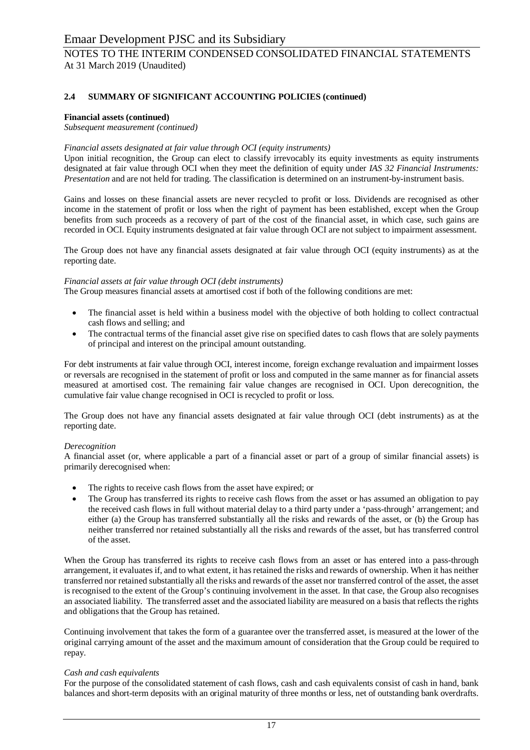## 2.4 SUMMARY OF SIGNIFICANT ACCOUNTING POLICIES (continued)

**Financial assets (continued)**

*Subsequent measurement (continued)*

*Financial assets designated at fair value through OCI (equity instruments)*

Upon initial recognition, the Group can elect to classify irrevocably its equity investments as equity instruments designated at fair value through OCI when they meet the definition of equity under *IAS 32 Financial Instruments: Presentation* and are not held for trading. The classification is determined on an instrument-by-instrument basis.

Gains and losses on these financial assets are never recycled to profit or loss. Dividends are recognised as other income in the statement of profit or loss when the right of payment has been established, except when the Group benefits from such proceeds as a recovery of part of the cost of the financial asset, in which case, such gains are recorded in OCI. Equity instruments designated at fair value through OCI are not subject to impairment assessment.

The Group does not have any financial assets designated at fair value through OCI (equity instruments) as at the reporting date.

*Financial assets at fair value through OCI (debt instruments)*

The Group measures financial assets at amortised cost if both of the following conditions are met:

- The financial asset is held within a business model with the objective of both holding to collect contractual cash flows and selling; and
- The contractual terms of the financial asset give rise on specified dates to cash flows that are solely payments of principal and interest on the principal amount outstanding.

For debt instruments at fair value through OCI, interest income, foreign exchange revaluation and impairment losses or reversals are recognised in the statement of profit or loss and computed in the same manner as for financial assets measured at amortised cost. The remaining fair value changes are recognised in OCI. Upon derecognition, the cumulative fair value change recognised in OCI is recycled to profit or loss.

The Group does not have any financial assets designated at fair value through OCI (debt instruments) as at the reporting date.

*Derecognition*

A financial asset (or, where applicable a part of a financial asset or part of a group of similar financial assets) is primarily derecognised when:

- The rights to receive cash flows from the asset have expired; or
- The Group has transferred its rights to receive cash flows from the asset or has assumed an obligation to pay the received cash flows in full without material delay to a third party under a 'pass-through' arrangement; and either (a) the Group has transferred substantially all the risks and rewards of the asset, or (b) the Group has neither transferred nor retained substantially all the risks and rewards of the asset, but has transferred control of the asset.

When the Group has transferred its rights to receive cash flows from an asset or has entered into a pass-through arrangement, it evaluates if, and to what extent, it has retained the risks and rewards of ownership. When it has neither transferred nor retained substantially all the risks and rewards of the asset nor transferred control of the asset, the asset is recognised to the extent of the Group's continuing involvement in the asset. In that case, the Group also recognises an associated liability. The transferred asset and the associated liability are measured on a basis that reflects the rights and obligations that the Group has retained.

Continuing involvement that takes the form of a guarantee over the transferred asset, is measured at the lower of the original carrying amount of the asset and the maximum amount of consideration that the Group could be required to repay.

*Cash and cash equivalents*

For the purpose of the consolidated statement of cash flows, cash and cash equivalents consist of cash in hand, bank balances and short-term deposits with an original maturity of three months or less, net of outstanding bank overdrafts.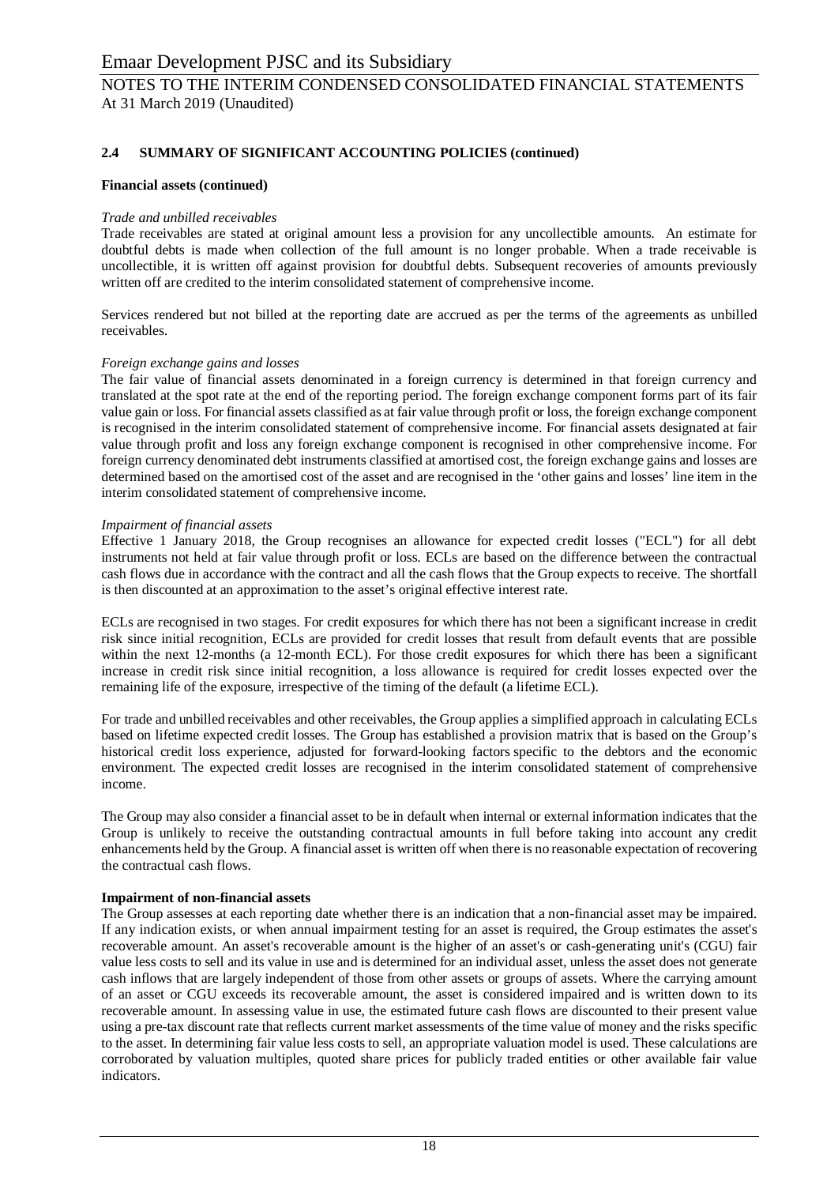## 2.4 SUMMARY OF SIGNIFICANT ACCOUNTING POLICIES (continued)

**Financial assets (continued)**

*Trade and unbilled receivables*

Trade receivables are stated at original amount less a provision for any uncollectible amounts. An estimate for doubtful debts is made when collection of the full amount is no longer probable. When a trade receivable is uncollectible, it is written off against provision for doubtful debts. Subsequent recoveries of amounts previously written off are credited to the interim consolidated statement of comprehensive income.

Services rendered but not billed at the reporting date are accrued as per the terms of the agreements as unbilled receivables.

*Foreign exchange gains and losses*

The fair value of financial assets denominated in a foreign currency is determined in that foreign currency and translated at the spot rate at the end of the reporting period. The foreign exchange component forms part of its fair value gain or loss. For financial assets classified as at fair value through profit or loss, the foreign exchange component is recognised in the interim consolidated statement of comprehensive income. For financial assets designated at fair value through profit and loss any foreign exchange component is recognised in other comprehensive income. For foreign currency denominated debt instruments classified at amortised cost, the foreign exchange gains and losses are determined based on the amortised cost of the asset and are recognised in the 'other gains and losses' line item in the interim consolidated statement of comprehensive income.

*Impairment of financial assets*

Effective 1 January 2018, the Group recognises an allowance for expected credit losses ("ECL") for all debt instruments not held at fair value through profit or loss. ECLs are based on the difference between the contractual cash flows due in accordance with the contract and all the cash flows that the Group expects to receive. The shortfall is then discounted at an approximation to the asset's original effective interest rate.

ECLs are recognised in two stages. For credit exposures for which there has not been a significant increase in credit risk since initial recognition, ECLs are provided for credit losses that result from default events that are possible within the next 12-months (a 12-month ECL). For those credit exposures for which there has been a significant increase in credit risk since initial recognition, a loss allowance is required for credit losses expected over the remaining life of the exposure, irrespective of the timing of the default (a lifetime ECL).

For trade and unbilled receivables and other receivables, the Group applies a simplified approach in calculating ECLs based on lifetime expected credit losses. The Group has established a provision matrix that is based on the Group's historical credit loss experience, adjusted for forward-looking factors specific to the debtors and the economic environment. The expected credit losses are recognised in the interim consolidated statement of comprehensive income.

The Group may also consider a financial asset to be in default when internal or external information indicates that the Group is unlikely to receive the outstanding contractual amounts in full before taking into account any credit enhancements held by the Group. A financial asset is written off when there is no reasonable expectation of recovering the contractual cash flows.

**Impairment of non-financial assets**

The Group assesses at each reporting date whether there is an indication that a non-financial asset may be impaired. If any indication exists, or when annual impairment testing for an asset is required, the Group estimates the asset's recoverable amount. An asset's recoverable amount is the higher of an asset's or cash-generating unit's (CGU) fair value less costs to sell and its value in use and is determined for an individual asset, unless the asset does not generate cash inflows that are largely independent of those from other assets or groups of assets. Where the carrying amount of an asset or CGU exceeds its recoverable amount, the asset is considered impaired and is written down to its recoverable amount. In assessing value in use, the estimated future cash flows are discounted to their present value using a pre-tax discount rate that reflects current market assessments of the time value of money and the risks specific to the asset. In determining fair value less costs to sell, an appropriate valuation model is used. These calculations are corroborated by valuation multiples, quoted share prices for publicly traded entities or other available fair value indicators.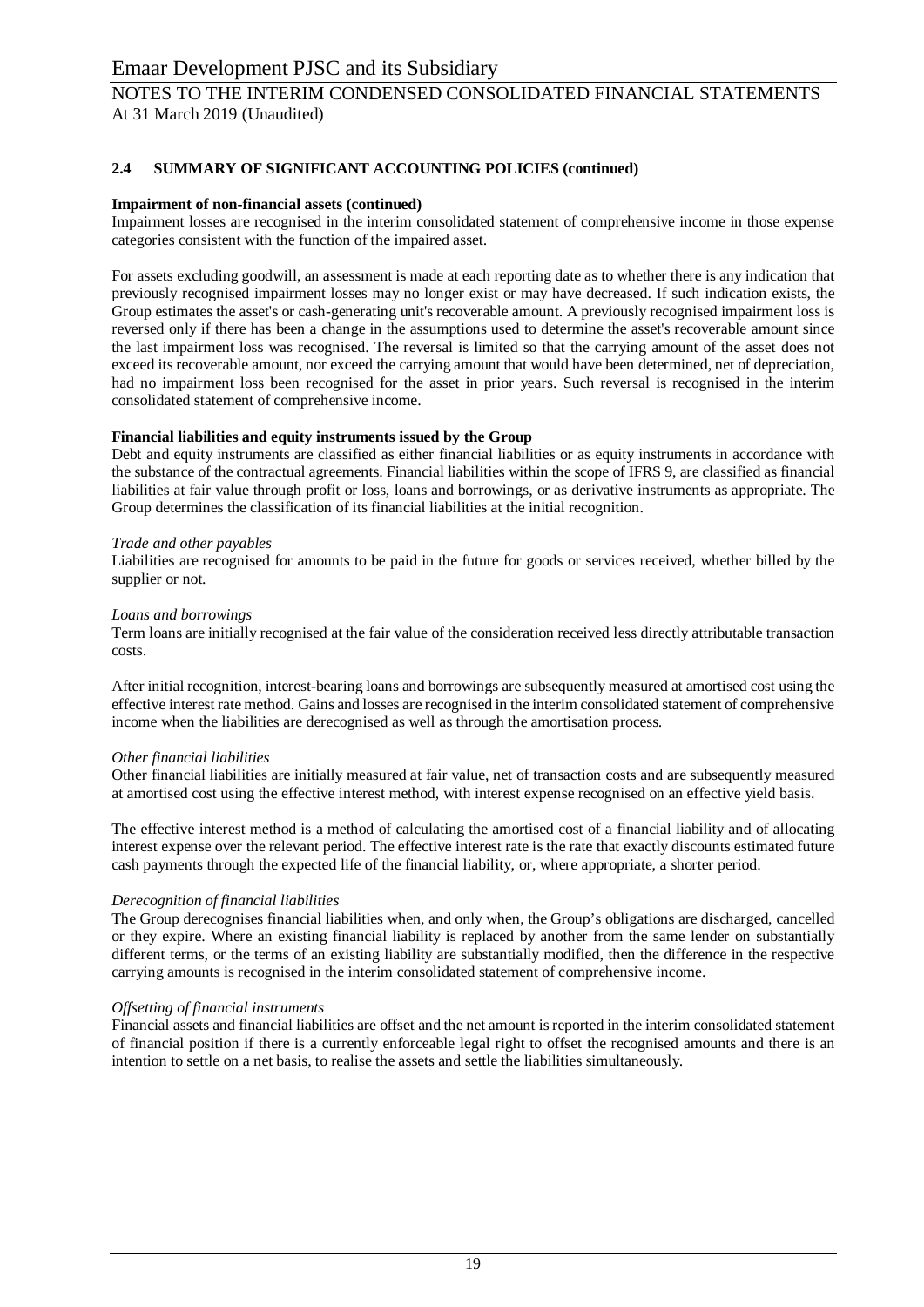## 2.4 SUMMARY OF SIGNIFICANT ACCOUNTING POLICIES (continued)

**Impairment of non-financial assets (continued)**

Impairment losses are recognised in the interim consolidated statement of comprehensive income in those expense categories consistent with the function of the impaired asset.

For assets excluding goodwill, an assessment is made at each reporting date as to whether there is any indication that previously recognised impairment losses may no longer exist or may have decreased. If such indication exists, the Group estimates the asset's or cash-generating unit's recoverable amount. A previously recognised impairment loss is reversed only if there has been a change in the assumptions used to determine the asset's recoverable amount since the last impairment loss was recognised. The reversal is limited so that the carrying amount of the asset does not exceed its recoverable amount, nor exceed the carrying amount that would have been determined, net of depreciation, had no impairment loss been recognised for the asset in prior years. Such reversal is recognised in the interim consolidated statement of comprehensive income.

**Financial liabilities and equity instruments issued by the Group**

Debt and equity instruments are classified as either financial liabilities or as equity instruments in accordance with the substance of the contractual agreements. Financial liabilities within the scope of IFRS 9, are classified as financial liabilities at fair value through profit or loss, loans and borrowings, or as derivative instruments as appropriate. The Group determines the classification of its financial liabilities at the initial recognition.

*Trade and other payables*

Liabilities are recognised for amounts to be paid in the future for goods or services received, whether billed by the supplier or not.

*Loans and borrowings*

Term loans are initially recognised at the fair value of the consideration received less directly attributable transaction costs.

After initial recognition, interest-bearing loans and borrowings are subsequently measured at amortised cost using the effective interest rate method. Gains and losses are recognised in the interim consolidated statement of comprehensive income when the liabilities are derecognised as well as through the amortisation process.

*Other financial liabilities*

Other financial liabilities are initially measured at fair value, net of transaction costs and are subsequently measured at amortised cost using the effective interest method, with interest expense recognised on an effective yield basis.

The effective interest method is a method of calculating the amortised cost of a financial liability and of allocating interest expense over the relevant period. The effective interest rate is the rate that exactly discounts estimated future cash payments through the expected life of the financial liability, or, where appropriate, a shorter period.

*Derecognition of financial liabilities*

The Group derecognises financial liabilities when, and only when, the Group's obligations are discharged, cancelled or they expire. Where an existing financial liability is replaced by another from the same lender on substantially different terms, or the terms of an existing liability are substantially modified, then the difference in the respective carrying amounts is recognised in the interim consolidated statement of comprehensive income.

*Offsetting of financial instruments*

Financial assets and financial liabilities are offset and the net amount is reported in the interim consolidated statement of financial position if there is a currently enforceable legal right to offset the recognised amounts and there is an intention to settle on a net basis, to realise the assets and settle the liabilities simultaneously.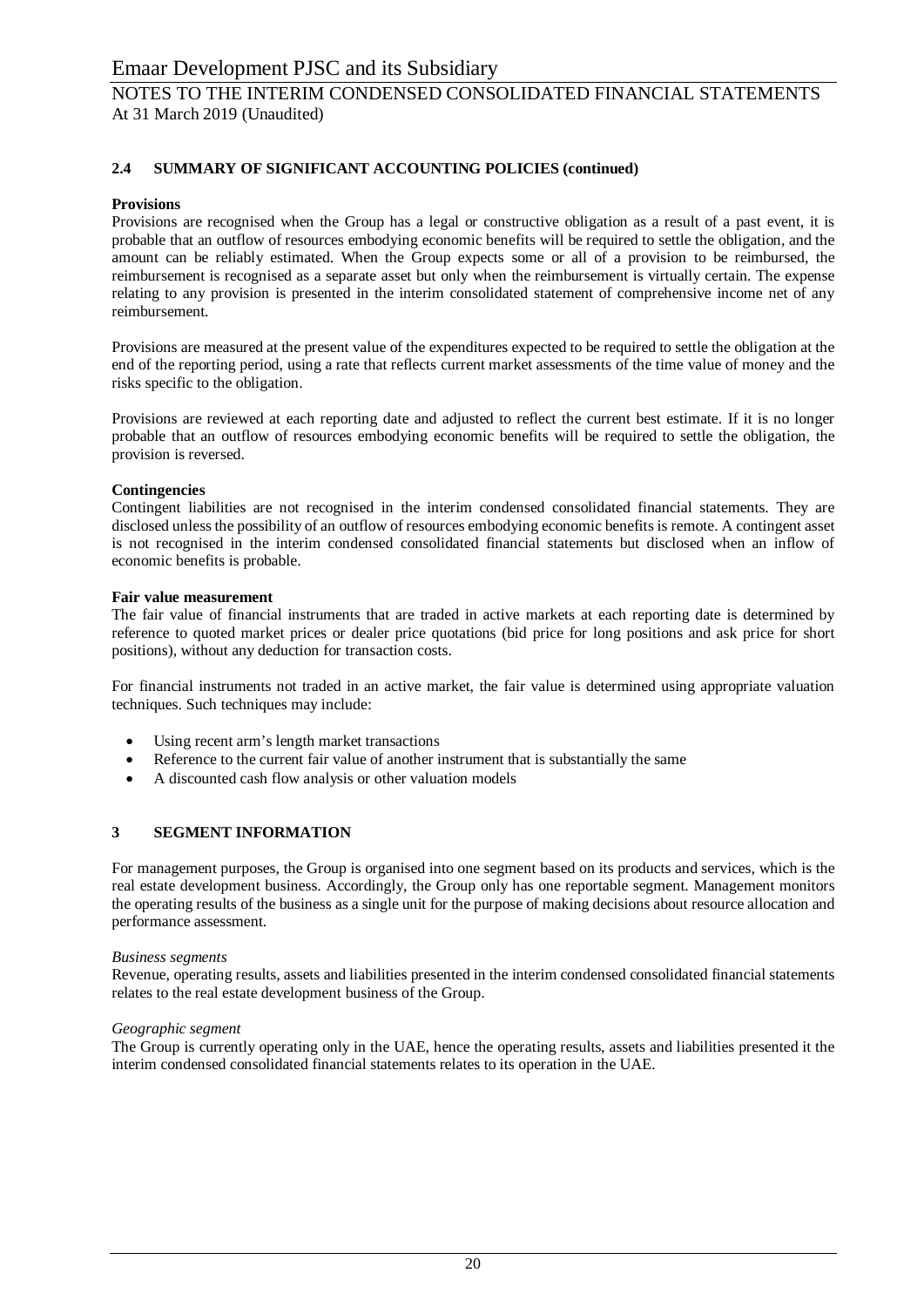## 2.4 SUMMARY OF SIGNIFICANT ACCOUNTING POLICIES (continued)

**Provisions**

Provisions are recognised when the Group has a legal or constructive obligation as a result of a past event, it is probable that an outflow of resources embodying economic benefits will be required to settle the obligation, and the amount can be reliably estimated. When the Group expects some or all of a provision to be reimbursed, the reimbursement is recognised as a separate asset but only when the reimbursement is virtually certain. The expense relating to any provision is presented in the interim consolidated statement of comprehensive income net of any reimbursement.

Provisions are measured at the present value of the expenditures expected to be required to settle the obligation at the end of the reporting period, using a rate that reflects current market assessments of the time value of money and the risks specific to the obligation.

Provisions are reviewed at each reporting date and adjusted to reflect the current best estimate. If it is no longer probable that an outflow of resources embodying economic benefits will be required to settle the obligation, the provision is reversed.

**Contingencies**

Contingent liabilities are not recognised in the interim condensed consolidated financial statements. They are disclosed unless the possibility of an outflow of resources embodying economic benefits is remote. A contingent asset is not recognised in the interim condensed consolidated financial statements but disclosed when an inflow of economic benefits is probable.

**Fair value measurement**

The fair value of financial instruments that are traded in active markets at each reporting date is determined by reference to quoted market prices or dealer price quotations (bid price for long positions and ask price for short positions), without any deduction for transaction costs.

For financial instruments not traded in an active market, the fair value is determined using appropriate valuation techniques. Such techniques may include:

- Using recent arm's length market transactions
- Reference to the current fair value of another instrument that is substantially the same
- A discounted cash flow analysis or other valuation models

## 3 SEGMENT INFORMATION

For management purposes, the Group is organised into one segment based on its products and services, which is the real estate development business. Accordingly, the Group only has one reportable segment. Management monitors the operating results of the business as a single unit for the purpose of making decisions about resource allocation and performance assessment.

*Business segments*

Revenue, operating results, assets and liabilities presented in the interim condensed consolidated financial statements relates to the real estate development business of the Group.

*Geographic segment*

The Group is currently operating only in the UAE, hence the operating results, assets and liabilities presented it the interim condensed consolidated financial statements relates to its operation in the UAE.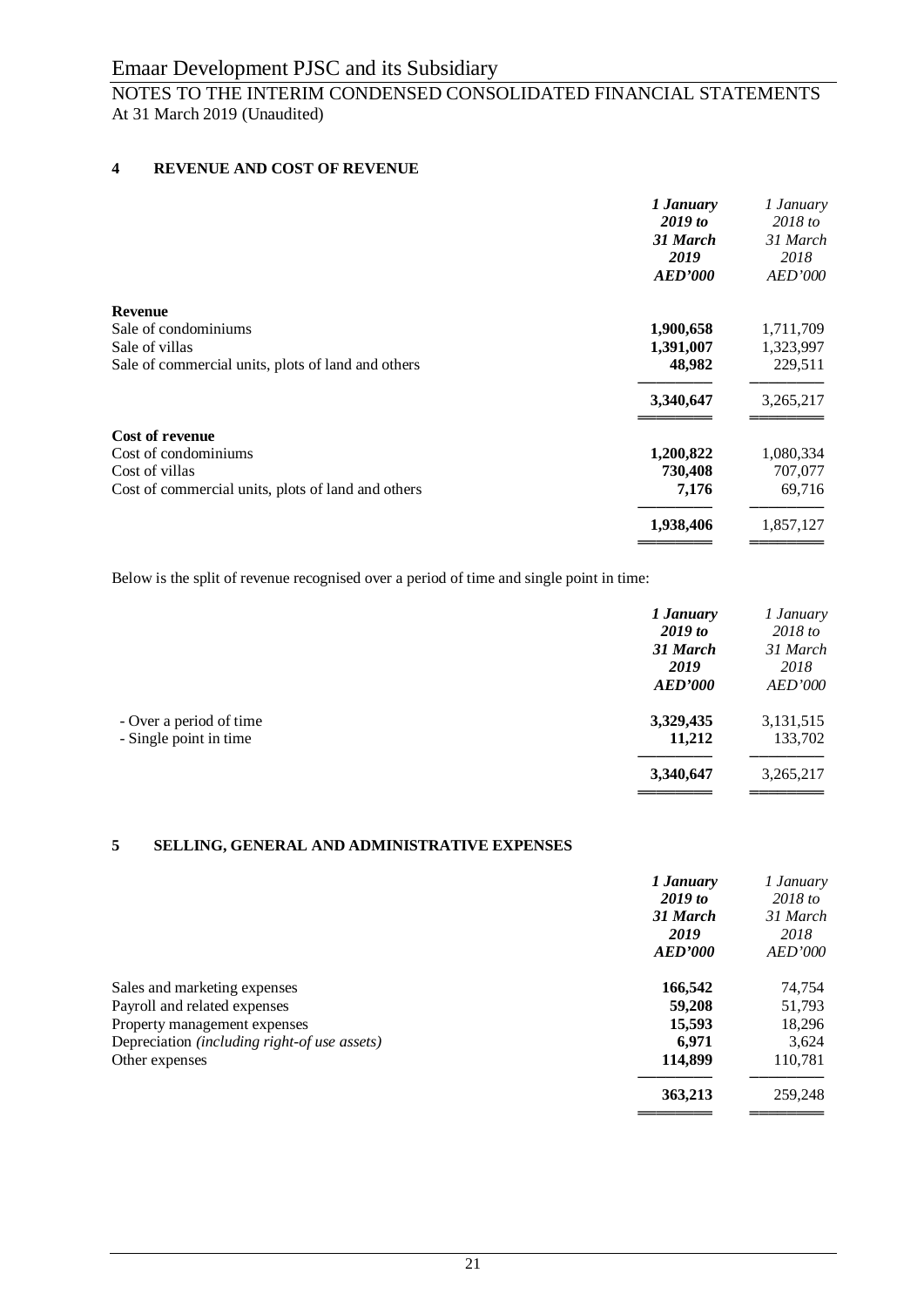## 4 REVENUE AND COST OF REVENUE

| | ***1 January 2019 to 31 March 2019 AED'000*** | *1 January 2018 to 31 March 2018 AED'000* |
|---|---|---|
| **Revenue** | | |
| Sale of condominiums | **1,900,658** | 1,711,709 |
| Sale of villas | **1,391,007** | 1,323,997 |
| Sale of commercial units, plots of land and others | **48,982** | 229,511 |
| | **3,340,647** | 3,265,217 |
| **Cost of revenue** | | |
| Cost of condominiums | **1,200,822** | 1,080,334 |
| Cost of villas | **730,408** | 707,077 |
| Cost of commercial units, plots of land and others | **7,176** | 69,716 |
| | **1,938,406** | 1,857,127 |

Below is the split of revenue recognised over a period of time and single point in time:

| | ***1 January 2019 to 31 March 2019 AED'000*** | *1 January 2018 to 31 March 2018 AED'000* |
|---|---|---|
| - Over a period of time | **3,329,435** | 3,131,515 |
| - Single point in time | **11,212** | 133,702 |
| | **3,340,647** | 3,265,217 |

## 5 SELLING, GENERAL AND ADMINISTRATIVE EXPENSES

| | ***1 January 2019 to 31 March 2019 AED'000*** | *1 January 2018 to 31 March 2018 AED'000* |
|---|---|---|
| Sales and marketing expenses | **166,542** | 74,754 |
| Payroll and related expenses | **59,208** | 51,793 |
| Property management expenses | **15,593** | 18,296 |
| Depreciation *(including right-of use assets)* | **6,971** | 3,624 |
| Other expenses | **114,899** | 110,781 |
| | **363,213** | 259,248 |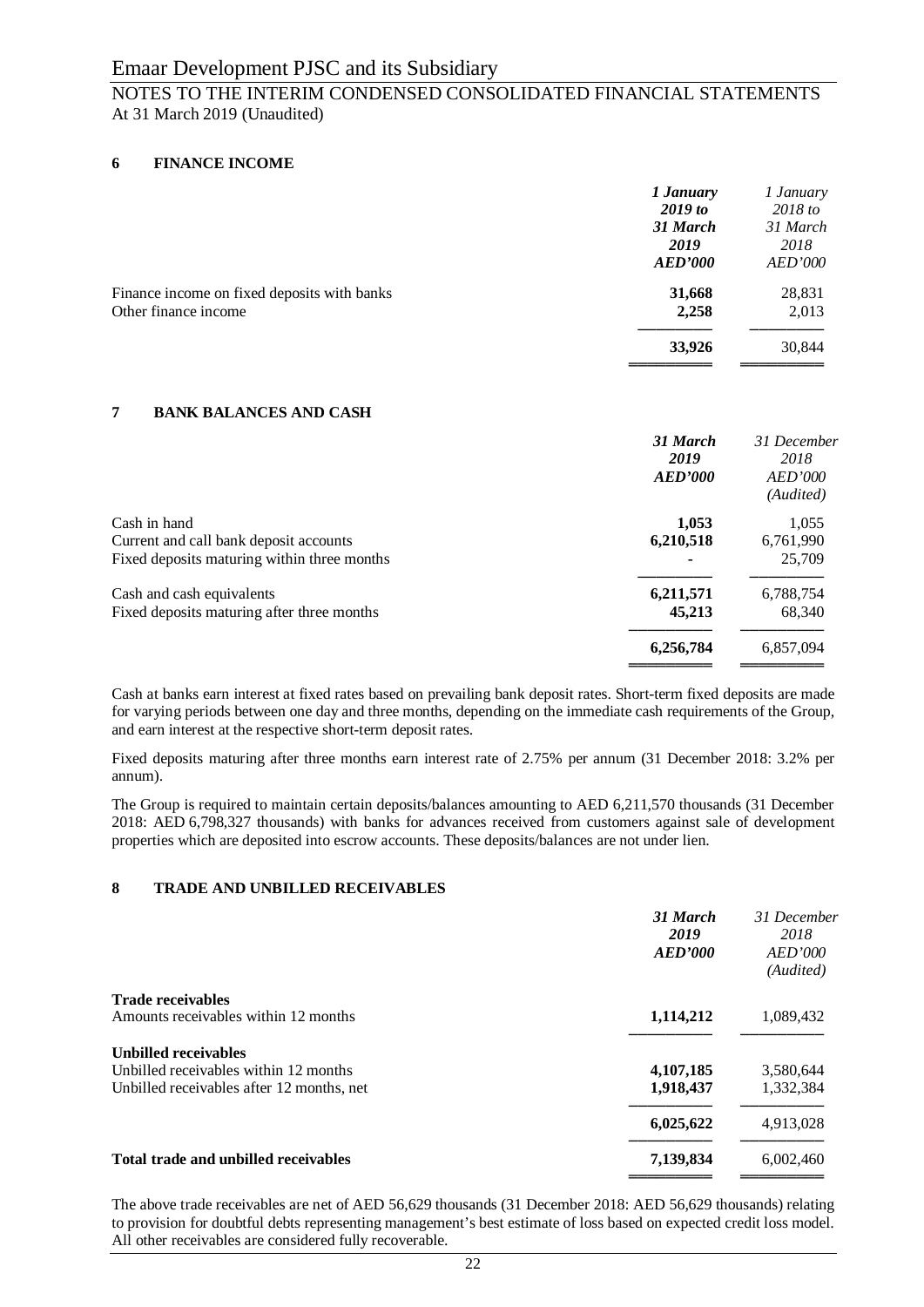## 6 FINANCE INCOME

| | *1 January 2019 to 31 March 2019 AED'000* | *1 January 2018 to 31 March 2018 AED'000* |
|---|---|---|
| Finance income on fixed deposits with banks | **31,668** | 28,831 |
| Other finance income | **2,258** | 2,013 |
| | **33,926** | 30,844 |

## 7 BANK BALANCES AND CASH

| | *31 March 2019 AED'000* | *31 December 2018 AED'000 (Audited)* |
|---|---|---|
| Cash in hand | **1,053** | 1,055 |
| Current and call bank deposit accounts | **6,210,518** | 6,761,990 |
| Fixed deposits maturing within three months | **-** | 25,709 |
| Cash and cash equivalents | **6,211,571** | 6,788,754 |
| Fixed deposits maturing after three months | **45,213** | 68,340 |
| | **6,256,784** | 6,857,094 |

Cash at banks earn interest at fixed rates based on prevailing bank deposit rates. Short-term fixed deposits are made for varying periods between one day and three months, depending on the immediate cash requirements of the Group, and earn interest at the respective short-term deposit rates.

Fixed deposits maturing after three months earn interest rate of 2.75% per annum (31 December 2018: 3.2% per annum).

The Group is required to maintain certain deposits/balances amounting to AED 6,211,570 thousands (31 December 2018: AED 6,798,327 thousands) with banks for advances received from customers against sale of development properties which are deposited into escrow accounts. These deposits/balances are not under lien.

## 8 TRADE AND UNBILLED RECEIVABLES

| | *31 March 2019 AED'000* | *31 December 2018 AED'000 (Audited)* |
|---|---|---|
| **Trade receivables** | | |
| Amounts receivables within 12 months | **1,114,212** | 1,089,432 |
| **Unbilled receivables** | | |
| Unbilled receivables within 12 months | **4,107,185** | 3,580,644 |
| Unbilled receivables after 12 months, net | **1,918,437** | 1,332,384 |
| | **6,025,622** | 4,913,028 |
| **Total trade and unbilled receivables** | **7,139,834** | 6,002,460 |

The above trade receivables are net of AED 56,629 thousands (31 December 2018: AED 56,629 thousands) relating to provision for doubtful debts representing management's best estimate of loss based on expected credit loss model. All other receivables are considered fully recoverable.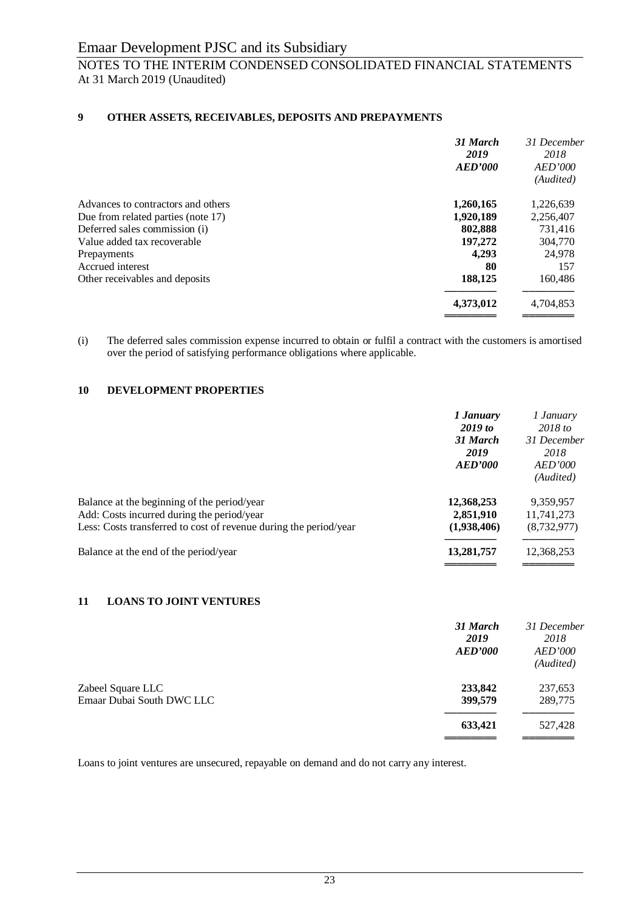# Emaar Development PJSC and its Subsidiary

## NOTES TO THE INTERIM CONDENSED CONSOLIDATED FINANCIAL STATEMENTS
At 31 March 2019 (Unaudited)

### 9 OTHER ASSETS, RECEIVABLES, DEPOSITS AND PREPAYMENTS

| | ***31 March 2019 AED'000*** | *31 December 2018 AED'000 (Audited)* |
|---|---|---|
| Advances to contractors and others | **1,260,165** | 1,226,639 |
| Due from related parties (note 17) | **1,920,189** | 2,256,407 |
| Deferred sales commission (i) | **802,888** | 731,416 |
| Value added tax recoverable | **197,272** | 304,770 |
| Prepayments | **4,293** | 24,978 |
| Accrued interest | **80** | 157 |
| Other receivables and deposits | **188,125** | 160,486 |
| | **4,373,012** | 4,704,853 |

(i) The deferred sales commission expense incurred to obtain or fulfil a contract with the customers is amortised over the period of satisfying performance obligations where applicable.

### 10 DEVELOPMENT PROPERTIES

| | ***1 January 2019 to 31 March 2019 AED'000*** | *1 January 2018 to 31 December 2018 AED'000 (Audited)* |
|---|---|---|
| Balance at the beginning of the period/year | **12,368,253** | 9,359,957 |
| Add: Costs incurred during the period/year | **2,851,910** | 11,741,273 |
| Less: Costs transferred to cost of revenue during the period/year | **(1,938,406)** | (8,732,977) |
| Balance at the end of the period/year | **13,281,757** | 12,368,253 |

### 11 LOANS TO JOINT VENTURES

| | ***31 March 2019 AED'000*** | *31 December 2018 AED'000 (Audited)* |
|---|---|---|
| Zabeel Square LLC | **233,842** | 237,653 |
| Emaar Dubai South DWC LLC | **399,579** | 289,775 |
| | **633,421** | 527,428 |

Loans to joint ventures are unsecured, repayable on demand and do not carry any interest.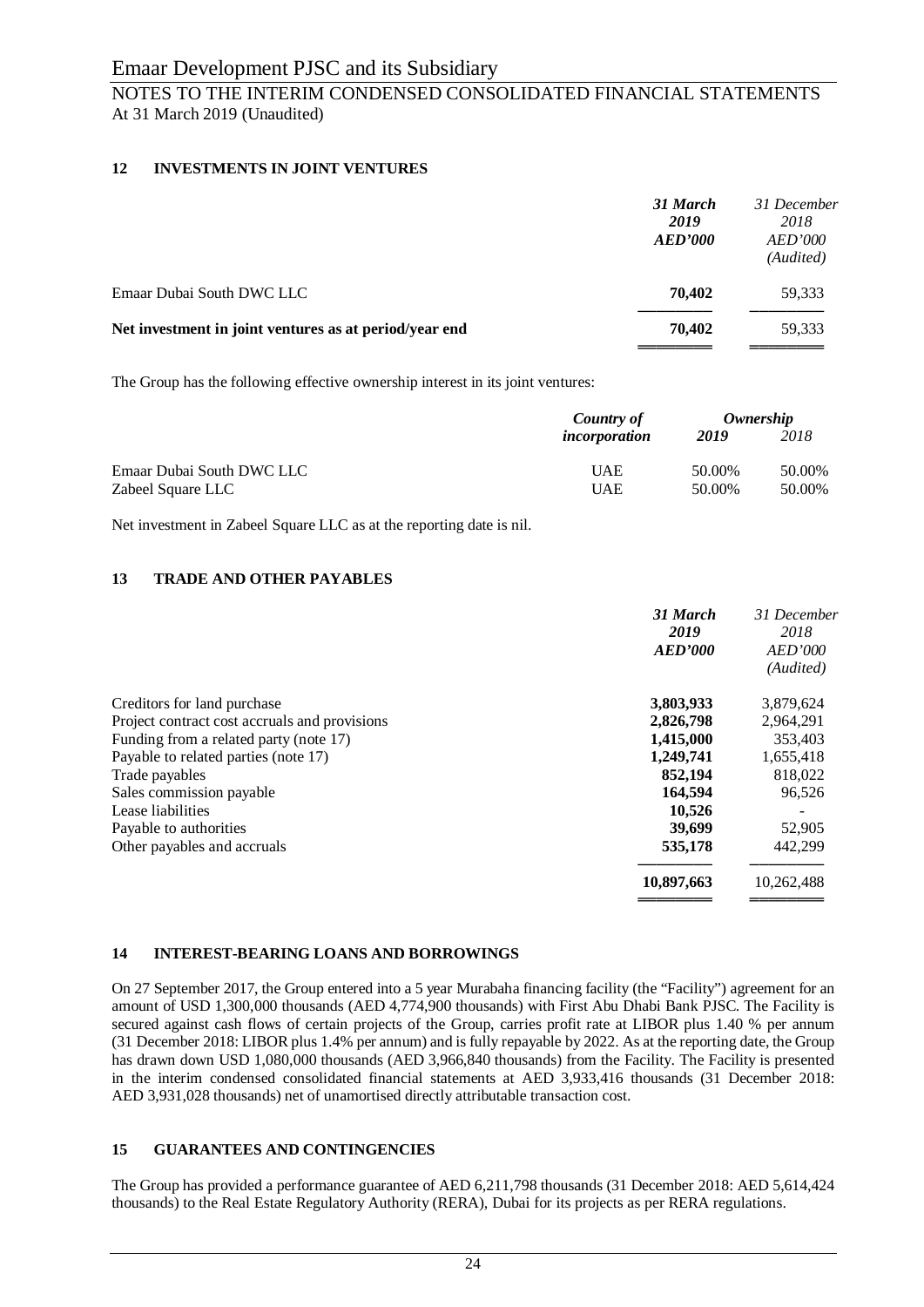## 12 INVESTMENTS IN JOINT VENTURES

| | *31 March 2019 AED'000* | *31 December 2018 AED'000 (Audited)* |
|---|---|---|
| Emaar Dubai South DWC LLC | **70,402** | 59,333 |
| **Net investment in joint ventures as at period/year end** | **70,402** | 59,333 |

The Group has the following effective ownership interest in its joint ventures:

| | *Country of incorporation* | *Ownership* | |
|---|---|---|---|
| | | *2019* | *2018* |
| Emaar Dubai South DWC LLC | UAE | 50.00% | 50.00% |
| Zabeel Square LLC | UAE | 50.00% | 50.00% |

Net investment in Zabeel Square LLC as at the reporting date is nil.

## 13 TRADE AND OTHER PAYABLES

| | *31 March 2019 AED'000* | *31 December 2018 AED'000 (Audited)* |
|---|---|---|
| Creditors for land purchase | **3,803,933** | 3,879,624 |
| Project contract cost accruals and provisions | **2,826,798** | 2,964,291 |
| Funding from a related party (note 17) | **1,415,000** | 353,403 |
| Payable to related parties (note 17) | **1,249,741** | 1,655,418 |
| Trade payables | **852,194** | 818,022 |
| Sales commission payable | **164,594** | 96,526 |
| Lease liabilities | **10,526** | - |
| Payable to authorities | **39,699** | 52,905 |
| Other payables and accruals | **535,178** | 442,299 |
| | **10,897,663** | 10,262,488 |

## 14 INTEREST-BEARING LOANS AND BORROWINGS

On 27 September 2017, the Group entered into a 5 year Murabaha financing facility (the "Facility") agreement for an amount of USD 1,300,000 thousands (AED 4,774,900 thousands) with First Abu Dhabi Bank PJSC. The Facility is secured against cash flows of certain projects of the Group, carries profit rate at LIBOR plus 1.40 % per annum (31 December 2018: LIBOR plus 1.4% per annum) and is fully repayable by 2022. As at the reporting date, the Group has drawn down USD 1,080,000 thousands (AED 3,966,840 thousands) from the Facility. The Facility is presented in the interim condensed consolidated financial statements at AED 3,933,416 thousands (31 December 2018: AED 3,931,028 thousands) net of unamortised directly attributable transaction cost.

## 15 GUARANTEES AND CONTINGENCIES

The Group has provided a performance guarantee of AED 6,211,798 thousands (31 December 2018: AED 5,614,424 thousands) to the Real Estate Regulatory Authority (RERA), Dubai for its projects as per RERA regulations.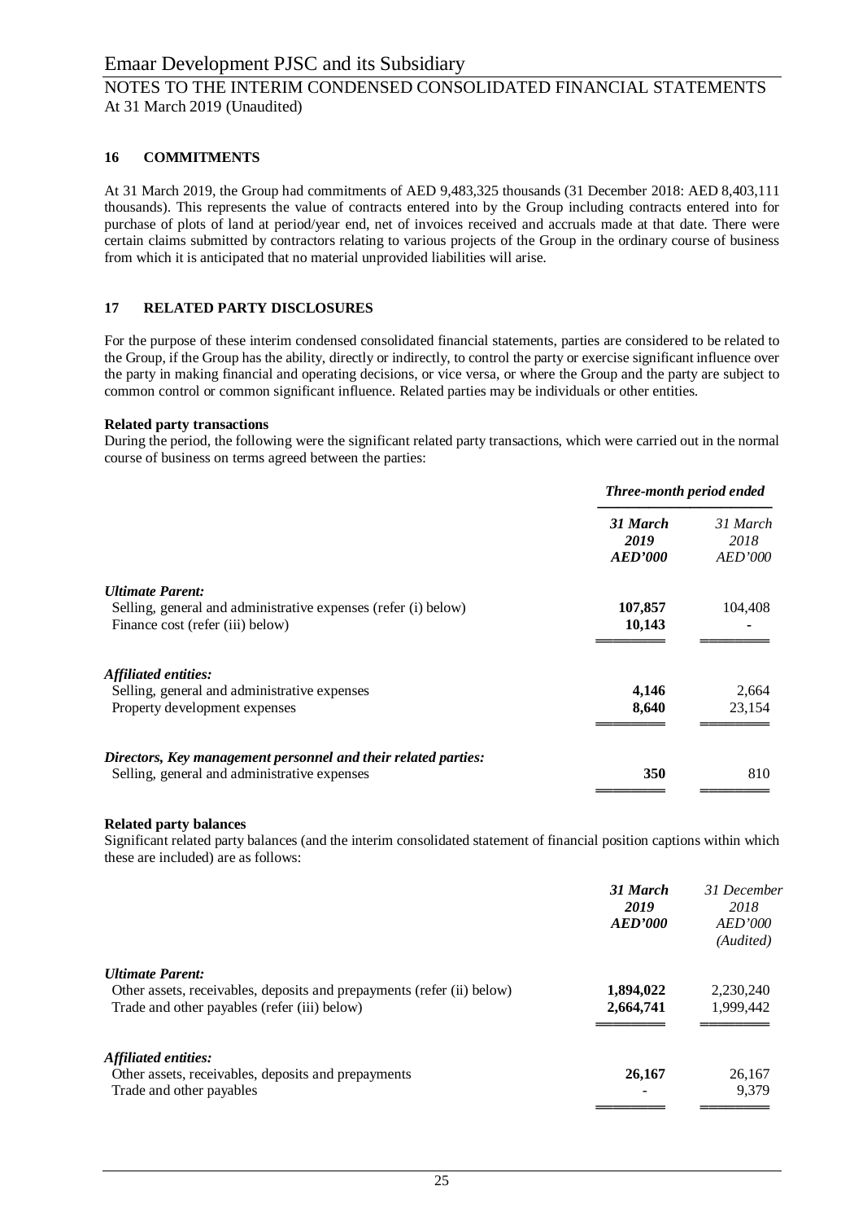## 16 COMMITMENTS

At 31 March 2019, the Group had commitments of AED 9,483,325 thousands (31 December 2018: AED 8,403,111 thousands). This represents the value of contracts entered into by the Group including contracts entered into for purchase of plots of land at period/year end, net of invoices received and accruals made at that date. There were certain claims submitted by contractors relating to various projects of the Group in the ordinary course of business from which it is anticipated that no material unprovided liabilities will arise.

## 17 RELATED PARTY DISCLOSURES

For the purpose of these interim condensed consolidated financial statements, parties are considered to be related to the Group, if the Group has the ability, directly or indirectly, to control the party or exercise significant influence over the party in making financial and operating decisions, or vice versa, or where the Group and the party are subject to common control or common significant influence. Related parties may be individuals or other entities.

**Related party transactions**

During the period, the following were the significant related party transactions, which were carried out in the normal course of business on terms agreed between the parties:

| | ***Three-month period ended*** | |
|---|---|---|
| | ***31 March 2019 AED'000*** | *31 March 2018 AED'000* |
| ***Ultimate Parent:*** | | |
| Selling, general and administrative expenses (refer (i) below) | **107,857** | 104,408 |
| Finance cost (refer (iii) below) | **10,143** | - |
| ***Affiliated entities:*** | | |
| Selling, general and administrative expenses | **4,146** | 2,664 |
| Property development expenses | **8,640** | 23,154 |
| ***Directors, Key management personnel and their related parties:*** | | |
| Selling, general and administrative expenses | **350** | 810 |

**Related party balances**

Significant related party balances (and the interim consolidated statement of financial position captions within which these are included) are as follows:

| | ***31 March 2019 AED'000*** | *31 December 2018 AED'000 (Audited)* |
|---|---|---|
| ***Ultimate Parent:*** | | |
| Other assets, receivables, deposits and prepayments (refer (ii) below) | **1,894,022** | 2,230,240 |
| Trade and other payables (refer (iii) below) | **2,664,741** | 1,999,442 |
| ***Affiliated entities:*** | | |
| Other assets, receivables, deposits and prepayments | **26,167** | 26,167 |
| Trade and other payables | - | 9,379 |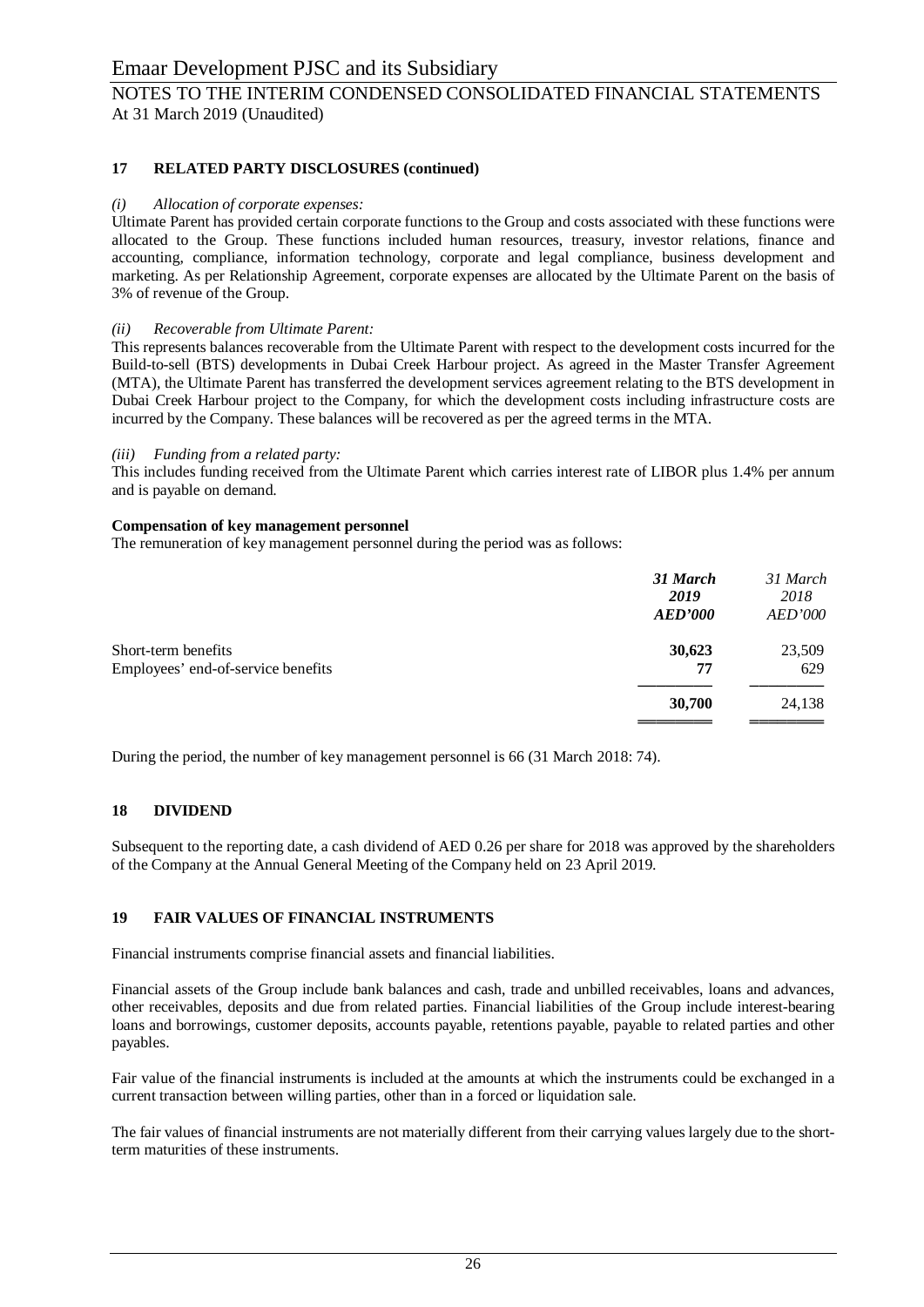## 17 RELATED PARTY DISCLOSURES (continued)

*(i) Allocation of corporate expenses:*

Ultimate Parent has provided certain corporate functions to the Group and costs associated with these functions were allocated to the Group. These functions included human resources, treasury, investor relations, finance and accounting, compliance, information technology, corporate and legal compliance, business development and marketing. As per Relationship Agreement, corporate expenses are allocated by the Ultimate Parent on the basis of 3% of revenue of the Group.

*(ii) Recoverable from Ultimate Parent:*

This represents balances recoverable from the Ultimate Parent with respect to the development costs incurred for the Build-to-sell (BTS) developments in Dubai Creek Harbour project. As agreed in the Master Transfer Agreement (MTA), the Ultimate Parent has transferred the development services agreement relating to the BTS development in Dubai Creek Harbour project to the Company, for which the development costs including infrastructure costs are incurred by the Company. These balances will be recovered as per the agreed terms in the MTA.

*(iii) Funding from a related party:*

This includes funding received from the Ultimate Parent which carries interest rate of LIBOR plus 1.4% per annum and is payable on demand.

**Compensation of key management personnel**

The remuneration of key management personnel during the period was as follows:

| | ***31 March 2019 AED'000*** | *31 March 2018 AED'000* |
|---|---|---|
| Short-term benefits | **30,623** | 23,509 |
| Employees' end-of-service benefits | **77** | 629 |
| | **30,700** | 24,138 |

During the period, the number of key management personnel is 66 (31 March 2018: 74).

## 18 DIVIDEND

Subsequent to the reporting date, a cash dividend of AED 0.26 per share for 2018 was approved by the shareholders of the Company at the Annual General Meeting of the Company held on 23 April 2019.

## 19 FAIR VALUES OF FINANCIAL INSTRUMENTS

Financial instruments comprise financial assets and financial liabilities.

Financial assets of the Group include bank balances and cash, trade and unbilled receivables, loans and advances, other receivables, deposits and due from related parties. Financial liabilities of the Group include interest-bearing loans and borrowings, customer deposits, accounts payable, retentions payable, payable to related parties and other payables.

Fair value of the financial instruments is included at the amounts at which the instruments could be exchanged in a current transaction between willing parties, other than in a forced or liquidation sale.

The fair values of financial instruments are not materially different from their carrying values largely due to the short-term maturities of these instruments.